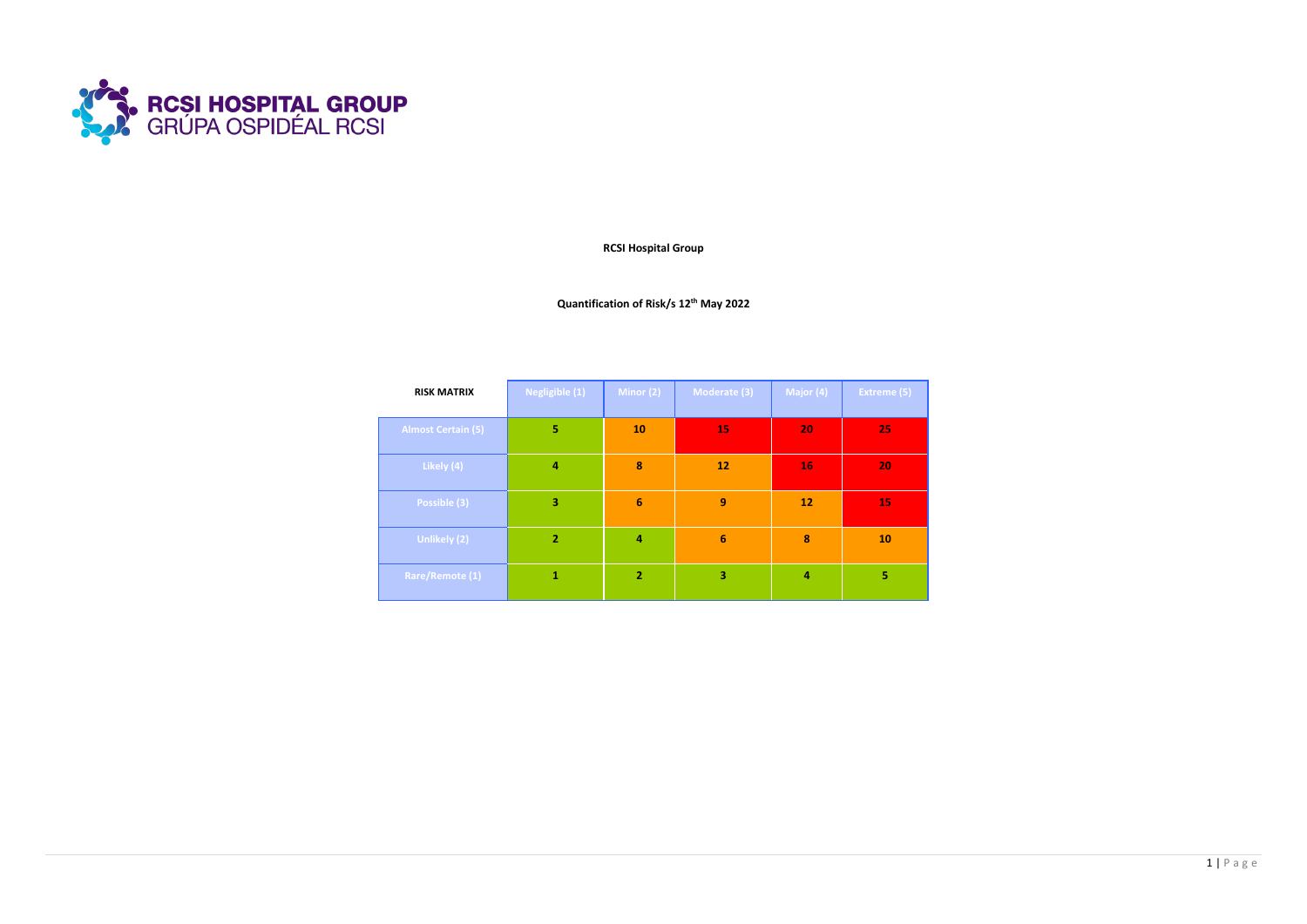RCSI HOSPITAL GROUP
GRÚPA OSPIDÉAL RCSI

**RCSI Hospital Group**

**Quantification of Risk/s 12th May 2022**

| RISK MATRIX | Negligible (1) | Minor (2) | Moderate (3) | Major (4) | Extreme (5) |
|---|---|---|---|---|---|
| Almost Certain (5) | 5 | 10 | 15 | 20 | 25 |
| Likely (4) | 4 | 8 | 12 | 16 | 20 |
| Possible (3) | 3 | 6 | 9 | 12 | 15 |
| Unlikely (2) | 2 | 4 | 6 | 8 | 10 |
| Rare/Remote (1) | 1 | 2 | 3 | 4 | 5 |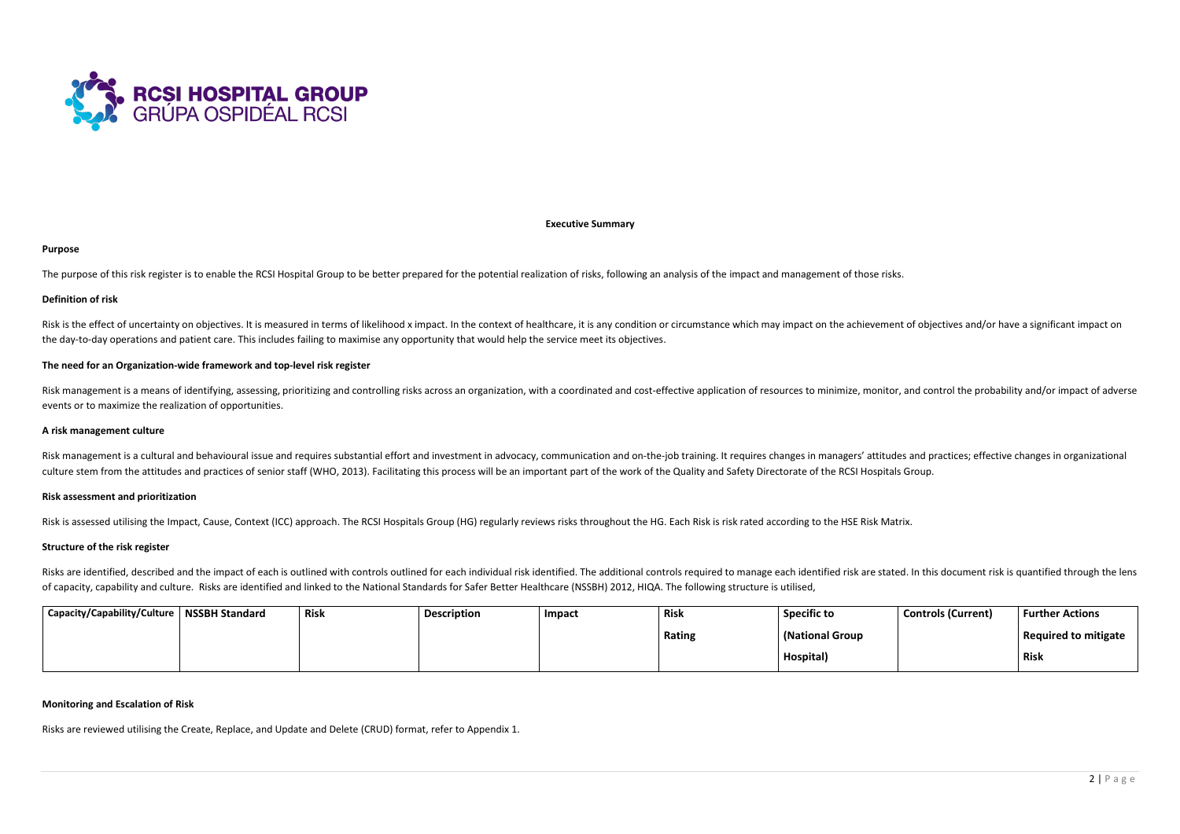RCSI HOSPITAL GROUP
GRÚPA OSPIDÉAL RCSI

## Executive Summary

### Purpose

The purpose of this risk register is to enable the RCSI Hospital Group to be better prepared for the potential realization of risks, following an analysis of the impact and management of those risks.

### Definition of risk

Risk is the effect of uncertainty on objectives. It is measured in terms of likelihood x impact. In the context of healthcare, it is any condition or circumstance which may impact on the achievement of objectives and/or have a significant impact on the day-to-day operations and patient care. This includes failing to maximise any opportunity that would help the service meet its objectives.

### The need for an Organization-wide framework and top-level risk register

Risk management is a means of identifying, assessing, prioritizing and controlling risks across an organization, with a coordinated and cost-effective application of resources to minimize, monitor, and control the probability and/or impact of adverse events or to maximize the realization of opportunities.

### A risk management culture

Risk management is a cultural and behavioural issue and requires substantial effort and investment in advocacy, communication and on-the-job training. It requires changes in managers' attitudes and practices; effective changes in organizational culture stem from the attitudes and practices of senior staff (WHO, 2013). Facilitating this process will be an important part of the work of the Quality and Safety Directorate of the RCSI Hospitals Group.

### Risk assessment and prioritization

Risk is assessed utilising the Impact, Cause, Context (ICC) approach. The RCSI Hospitals Group (HG) regularly reviews risks throughout the HG. Each Risk is risk rated according to the HSE Risk Matrix.

### Structure of the risk register

Risks are identified, described and the impact of each is outlined with controls outlined for each individual risk identified. The additional controls required to manage each identified risk are stated. In this document risk is quantified through the lens of capacity, capability and culture. Risks are identified and linked to the National Standards for Safer Better Healthcare (NSSBH) 2012, HIQA. The following structure is utilised,

| Capacity/Capability/Culture | NSSBH Standard | Risk | Description | Impact | Risk Rating | Specific to (National Group Hospital) | Controls (Current) | Further Actions Required to mitigate Risk |
|---|---|---|---|---|---|---|---|---|
| | | | | | | | | |

### Monitoring and Escalation of Risk

Risks are reviewed utilising the Create, Replace, and Update and Delete (CRUD) format, refer to Appendix 1.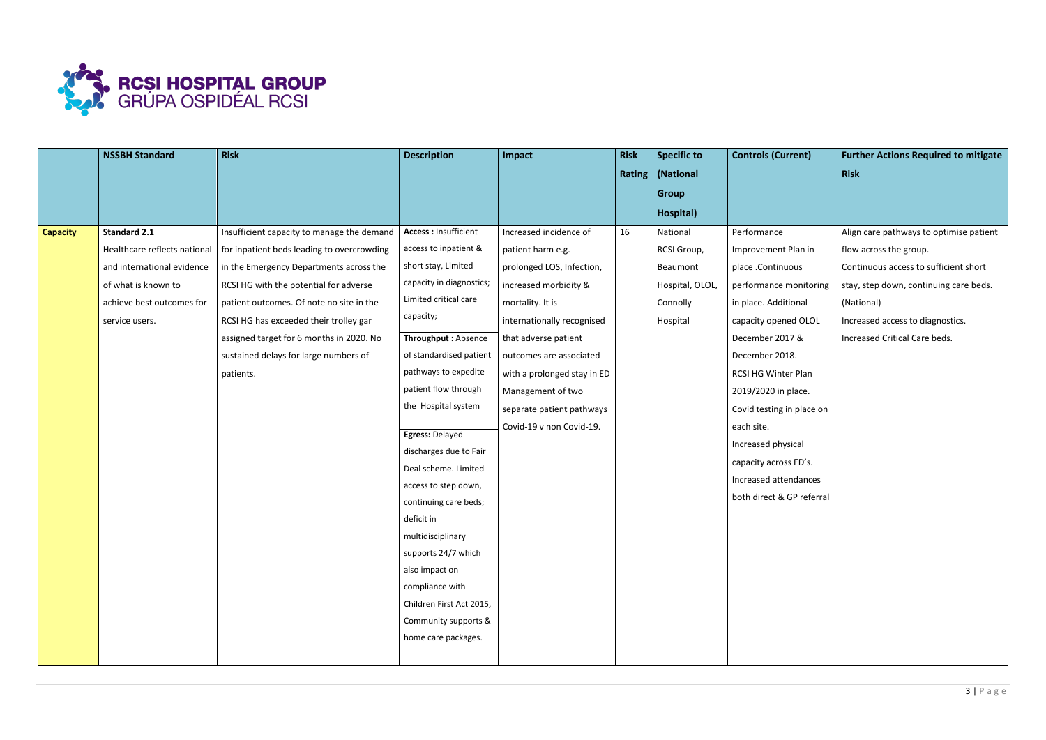| | NSSBH Standard | Risk | Description | Impact | Risk Rating | Specific to (National Group Hospital) | Controls (Current) | Further Actions Required to mitigate Risk |
|---|---|---|---|---|---|---|---|---|
| **Capacity** | **Standard 2.1** Healthcare reflects national and international evidence of what is known to achieve best outcomes for service users. | Insufficient capacity to manage the demand for inpatient beds leading to overcrowding in the Emergency Departments across the RCSI HG with the potential for adverse patient outcomes. Of note no site in the RCSI HG has exceeded their trolley gar assigned target for 6 months in 2020. No sustained delays for large numbers of patients. | **Access :** Insufficient access to inpatient & short stay, Limited capacity in diagnostics; Limited critical care capacity; **Throughput :** Absence of standardised patient pathways to expedite patient flow through the Hospital system **Egress:** Delayed discharges due to Fair Deal scheme. Limited access to step down, continuing care beds; deficit in multidisciplinary supports 24/7 which also impact on compliance with Children First Act 2015, Community supports & home care packages. | Increased incidence of patient harm e.g. prolonged LOS, Infection, increased morbidity & mortality. It is internationally recognised that adverse patient outcomes are associated with a prolonged stay in ED Management of two separate patient pathways Covid-19 v non Covid-19. | 16 | National RCSI Group, Beaumont Hospital, OLOL, Connolly Hospital | Performance Improvement Plan in place .Continuous performance monitoring in place. Additional capacity opened OLOL December 2017 & December 2018. RCSI HG Winter Plan 2019/2020 in place. Covid testing in place on each site. Increased physical capacity across ED's. Increased attendances both direct & GP referral | Align care pathways to optimise patient flow across the group. Continuous access to sufficient short stay, step down, continuing care beds. (National) Increased access to diagnostics. Increased Critical Care beds. |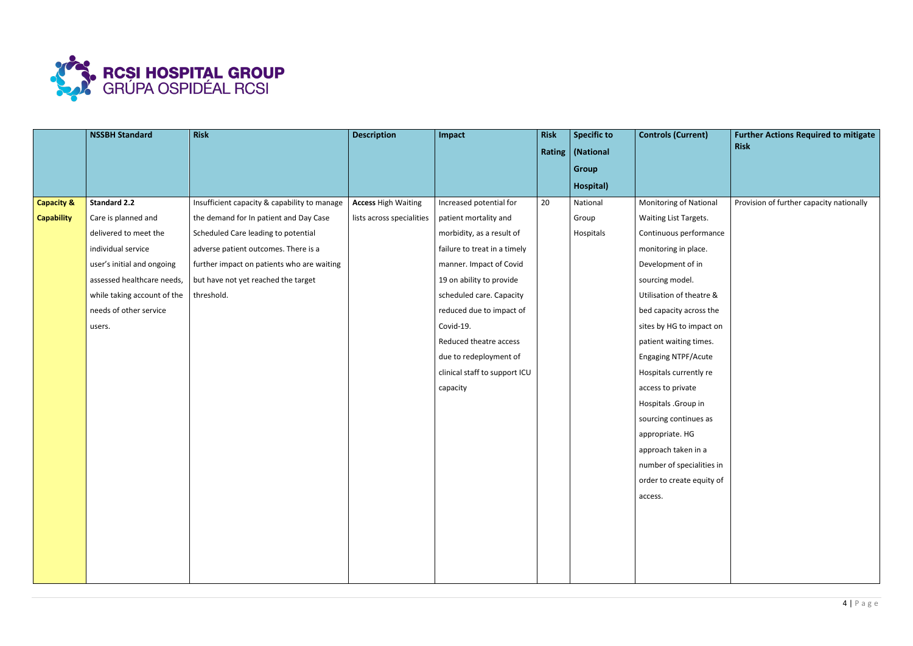| | NSSBH Standard | Risk | Description | Impact | Risk Rating | Specific to (National Group Hospital) | Controls (Current) | Further Actions Required to mitigate Risk |
|---|---|---|---|---|---|---|---|---|
| **Capacity & Capability** | **Standard 2.2** Care is planned and delivered to meet the individual service user's initial and ongoing assessed healthcare needs, while taking account of the needs of other service users. | Insufficient capacity & capability to manage the demand for In patient and Day Case Scheduled Care leading to potential adverse patient outcomes. There is a further impact on patients who are waiting but have not yet reached the target threshold. | **Access** High Waiting lists across specialities | Increased potential for patient mortality and morbidity, as a result of failure to treat in a timely manner. Impact of Covid 19 on ability to provide scheduled care. Capacity reduced due to impact of Covid-19. Reduced theatre access due to redeployment of clinical staff to support ICU capacity | 20 | National Group Hospitals | Monitoring of National Waiting List Targets. Continuous performance monitoring in place. Development of in sourcing model. Utilisation of theatre & bed capacity across the sites by HG to impact on patient waiting times. Engaging NTPF/Acute Hospitals currently re access to private Hospitals .Group in sourcing continues as appropriate. HG approach taken in a number of specialities in order to create equity of access. | Provision of further capacity nationally |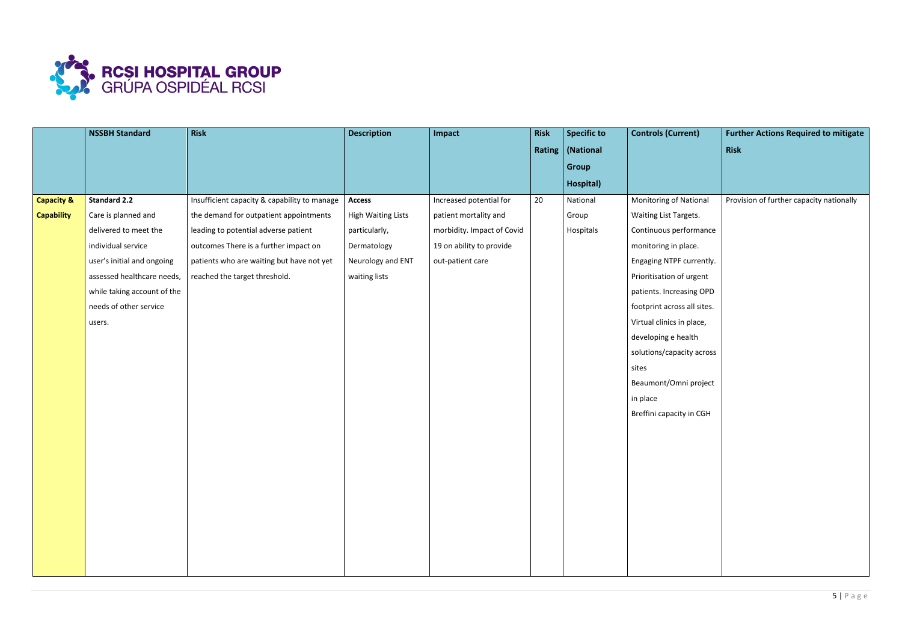| | NSSBH Standard | Risk | Description | Impact | Risk Rating | Specific to (National Group Hospital) | Controls (Current) | Further Actions Required to mitigate Risk |
|---|---|---|---|---|---|---|---|---|
| **Capacity & Capability** | **Standard 2.2** Care is planned and delivered to meet the individual service user's initial and ongoing assessed healthcare needs, while taking account of the needs of other service users. | Insufficient capacity & capability to manage the demand for outpatient appointments leading to potential adverse patient outcomes There is a further impact on patients who are waiting but have not yet reached the target threshold. | **Access** High Waiting Lists particularly, Dermatology Neurology and ENT waiting lists | Increased potential for patient mortality and morbidity. Impact of Covid 19 on ability to provide out-patient care | 20 | National Group Hospitals | Monitoring of National Waiting List Targets. Continuous performance monitoring in place. Engaging NTPF currently. Prioritisation of urgent patients. Increasing OPD footprint across all sites. Virtual clinics in place, developing e health solutions/capacity across sites Beaumont/Omni project in place Breffini capacity in CGH | Provision of further capacity nationally |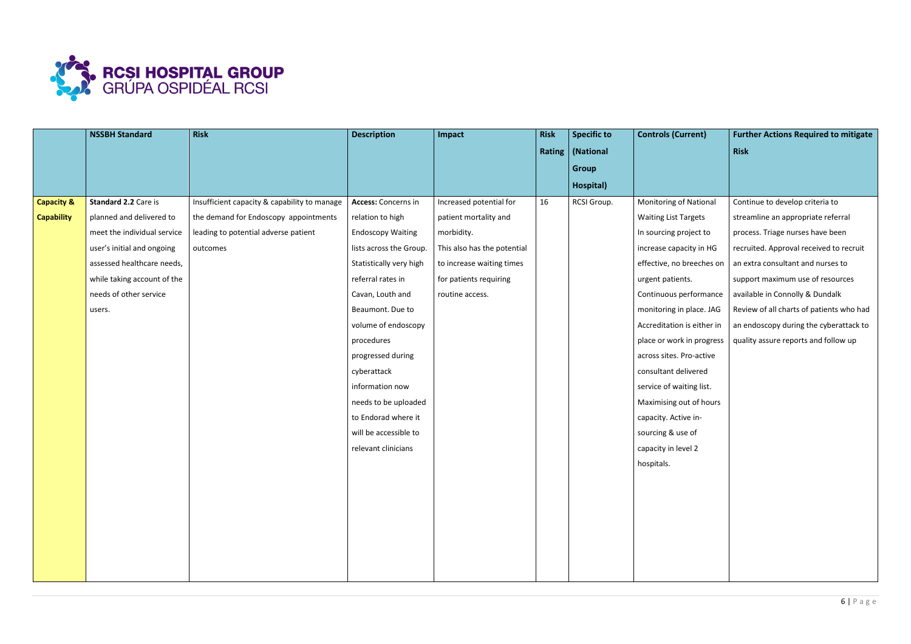| | NSSBH Standard | Risk | Description | Impact | Risk Rating | Specific to (National Group Hospital) | Controls (Current) | Further Actions Required to mitigate Risk |
|---|---|---|---|---|---|---|---|---|
| **Capacity & Capability** | **Standard 2.2** Care is planned and delivered to meet the individual service user's initial and ongoing assessed healthcare needs, while taking account of the needs of other service users. | Insufficient capacity & capability to manage the demand for Endoscopy appointments leading to potential adverse patient outcomes | **Access:** Concerns in relation to high Endoscopy Waiting lists across the Group. Statistically very high referral rates in Cavan, Louth and Beaumont. Due to volume of endoscopy procedures progressed during cyberattack information now needs to be uploaded to Endorad where it will be accessible to relevant clinicians | Increased potential for patient mortality and morbidity. This also has the potential to increase waiting times for patients requiring routine access. | 16 | RCSI Group. | Monitoring of National Waiting List Targets In sourcing project to increase capacity in HG effective, no breeches on urgent patients. Continuous performance monitoring in place. JAG Accreditation is either in place or work in progress across sites. Pro-active consultant delivered service of waiting list. Maximising out of hours capacity. Active in-sourcing & use of capacity in level 2 hospitals. | Continue to develop criteria to streamline an appropriate referral process. Triage nurses have been recruited. Approval received to recruit an extra consultant and nurses to support maximum use of resources available in Connolly & Dundalk Review of all charts of patients who had an endoscopy during the cyberattack to quality assure reports and follow up |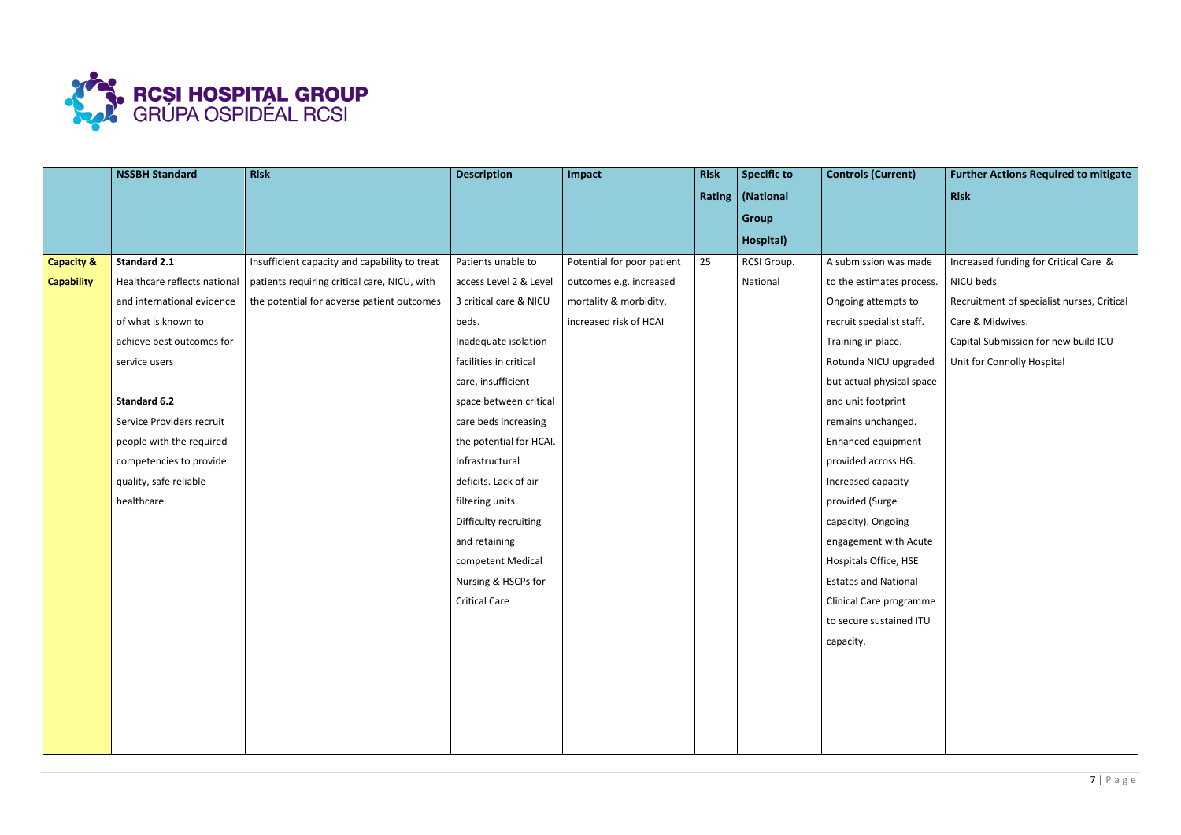| | NSSBH Standard | Risk | Description | Impact | Risk Rating | Specific to (National Group Hospital) | Controls (Current) | Further Actions Required to mitigate Risk |
|---|---|---|---|---|---|---|---|---|
| **Capacity & Capability** | **Standard 2.1** Healthcare reflects national and international evidence of what is known to achieve best outcomes for service users<br><br>**Standard 6.2** Service Providers recruit people with the required competencies to provide quality, safe reliable healthcare | Insufficient capacity and capability to treat patients requiring critical care, NICU, with the potential for adverse patient outcomes | Patients unable to access Level 2 & Level 3 critical care & NICU beds. Inadequate isolation facilities in critical care, insufficient space between critical care beds increasing the potential for HCAI. Infrastructural deficits. Lack of air filtering units. Difficulty recruiting and retaining competent Medical Nursing & HSCPs for Critical Care | Potential for poor patient outcomes e.g. increased mortality & morbidity, increased risk of HCAI | 25 | RCSI Group. National | A submission was made to the estimates process. Ongoing attempts to recruit specialist staff. Training in place. Rotunda NICU upgraded but actual physical space and unit footprint remains unchanged. Enhanced equipment provided across HG. Increased capacity provided (Surge capacity). Ongoing engagement with Acute Hospitals Office, HSE Estates and National Clinical Care programme to secure sustained ITU capacity. | Increased funding for Critical Care & NICU beds<br>Recruitment of specialist nurses, Critical Care & Midwives.<br>Capital Submission for new build ICU Unit for Connolly Hospital |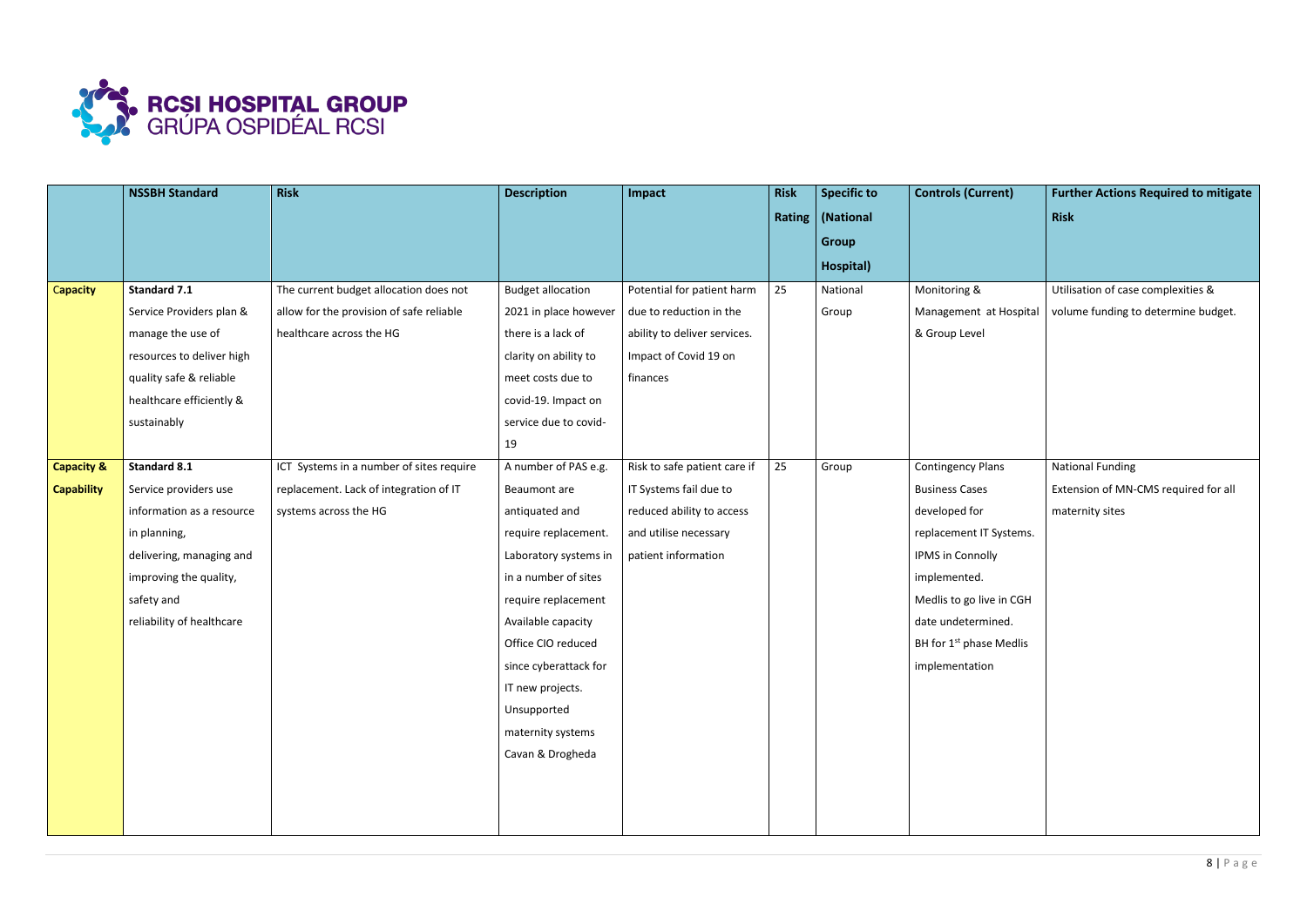| | NSSBH Standard | Risk | Description | Impact | Risk Rating | Specific to (National Group Hospital) | Controls (Current) | Further Actions Required to mitigate Risk |
|---|---|---|---|---|---|---|---|---|
| **Capacity** | **Standard 7.1** Service Providers plan & manage the use of resources to deliver high quality safe & reliable healthcare efficiently & sustainably | The current budget allocation does not allow for the provision of safe reliable healthcare across the HG | Budget allocation 2021 in place however there is a lack of clarity on ability to meet costs due to covid-19. Impact on service due to covid-19 | Potential for patient harm due to reduction in the ability to deliver services. Impact of Covid 19 on finances | 25 | National Group | Monitoring & Management at Hospital & Group Level | Utilisation of case complexities & volume funding to determine budget. |
| **Capacity & Capability** | **Standard 8.1** Service providers use information as a resource in planning, delivering, managing and improving the quality, safety and reliability of healthcare | ICT Systems in a number of sites require replacement. Lack of integration of IT systems across the HG | A number of PAS e.g. Beaumont are antiquated and require replacement. Laboratory systems in a number of sites require replacement Available capacity Office CIO reduced since cyberattack for IT new projects. Unsupported maternity systems Cavan & Drogheda | Risk to safe patient care if IT Systems fail due to reduced ability to access and utilise necessary patient information | 25 | Group | Contingency Plans Business Cases developed for replacement IT Systems. IPMS in Connolly implemented. Medlis to go live in CGH date undetermined. BH for 1st phase Medlis implementation | National Funding Extension of MN-CMS required for all maternity sites |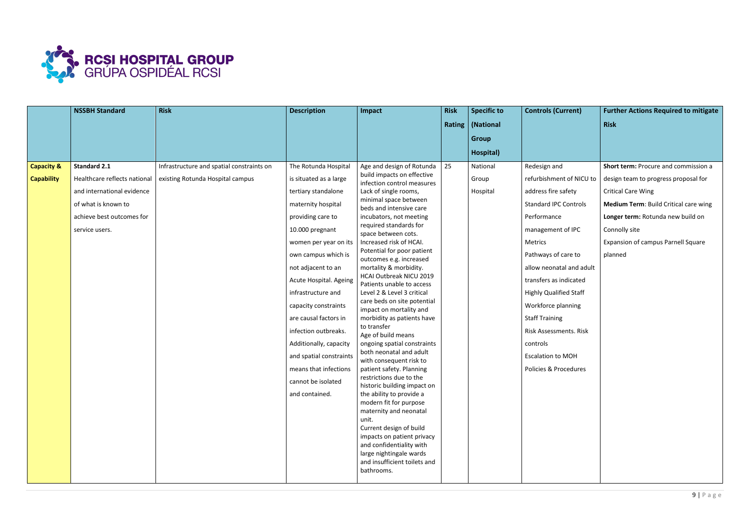|  | NSSBH Standard | Risk | Description | Impact | Risk Rating | Specific to (National Group Hospital) | Controls (Current) | Further Actions Required to mitigate Risk |
|---|---|---|---|---|---|---|---|---|
| **Capacity & Capability** | **Standard 2.1** Healthcare reflects national and international evidence of what is known to achieve best outcomes for service users. | Infrastructure and spatial constraints on existing Rotunda Hospital campus | The Rotunda Hospital is situated as a large tertiary standalone maternity hospital providing care to 10.000 pregnant women per year on its own campus which is not adjacent to an Acute Hospital. Ageing infrastructure and capacity constraints are causal factors in infection outbreaks. Additionally, capacity and spatial constraints means that infections cannot be isolated and contained. | Age and design of Rotunda build impacts on effective infection control measures Lack of single rooms, minimal space between beds and intensive care incubators, not meeting required standards for space between cots. Increased risk of HCAI. Potential for poor patient outcomes e.g. increased mortality & morbidity. HCAI Outbreak NICU 2019 Patients unable to access Level 2 & Level 3 critical care beds on site potential impact on mortality and morbidity as patients have to transfer Age of build means ongoing spatial constraints both neonatal and adult with consequent risk to patient safety. Planning restrictions due to the historic building impact on the ability to provide a modern fit for purpose maternity and neonatal unit. Current design of build impacts on patient privacy and confidentiality with large nightingale wards and insufficient toilets and bathrooms. | 25 | National Group Hospital | Redesign and refurbishment of NICU to address fire safety Standard IPC Controls Performance management of IPC Metrics Pathways of care to allow neonatal and adult transfers as indicated Highly Qualified Staff Workforce planning Staff Training Risk Assessments. Risk controls Escalation to MOH Policies & Procedures | **Short term:** Procure and commission a design team to progress proposal for Critical Care Wing **Medium Term**: Build Critical care wing **Longer term:** Rotunda new build on Connolly site Expansion of campus Parnell Square planned |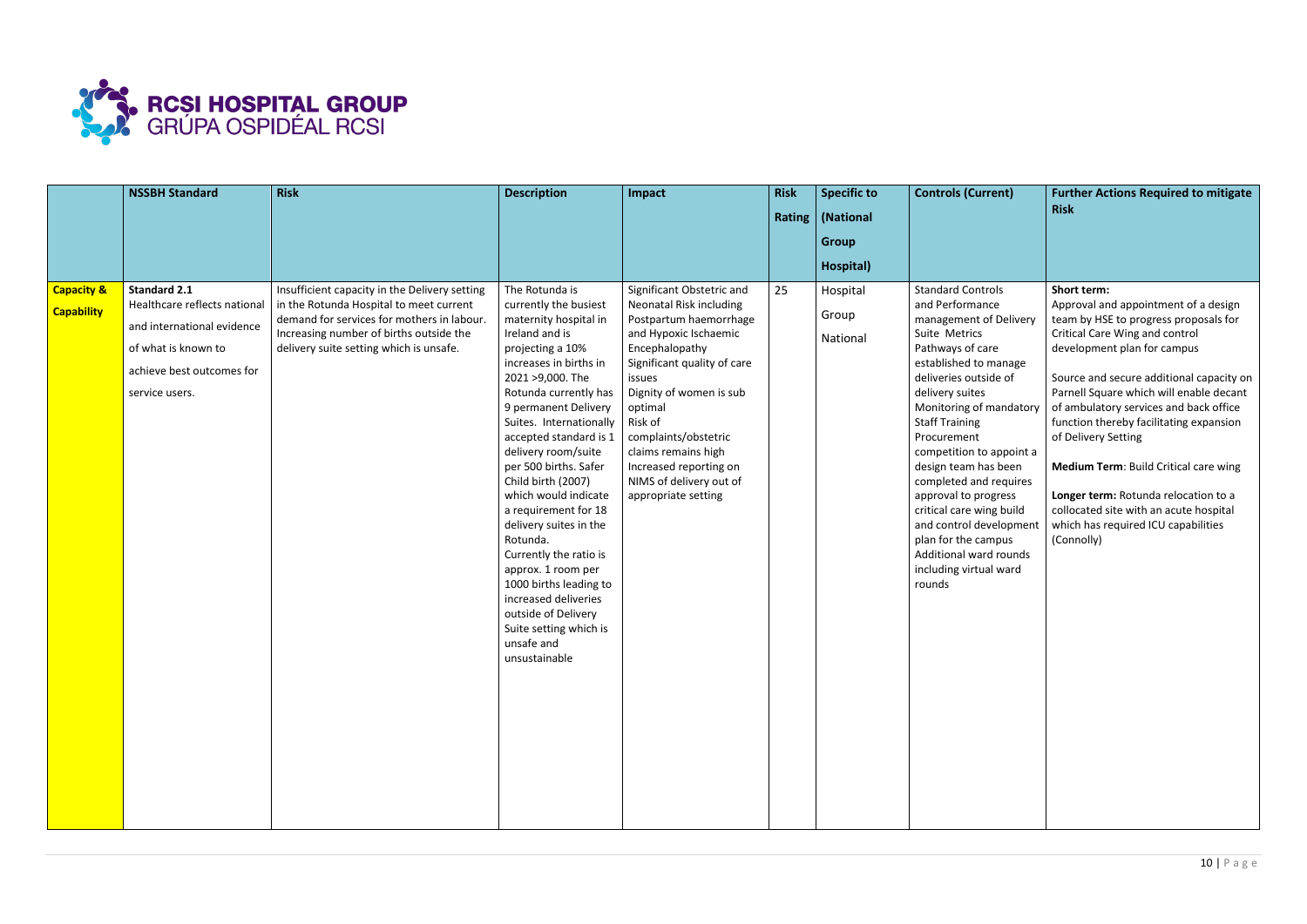| | NSSBH Standard | Risk | Description | Impact | Risk Rating | Specific to (National Group Hospital) | Controls (Current) | Further Actions Required to mitigate Risk |
|---|---|---|---|---|---|---|---|---|
| **Capacity & Capability** | **Standard 2.1** Healthcare reflects national and international evidence of what is known to achieve best outcomes for service users. | Insufficient capacity in the Delivery setting in the Rotunda Hospital to meet current demand for services for mothers in labour. Increasing number of births outside the delivery suite setting which is unsafe. | The Rotunda is currently the busiest maternity hospital in Ireland and is projecting a 10% increases in births in 2021 >9,000. The Rotunda currently has 9 permanent Delivery Suites. Internationally accepted standard is 1 delivery room/suite per 500 births. Safer Child birth (2007) which would indicate a requirement for 18 delivery suites in the Rotunda. Currently the ratio is approx. 1 room per 1000 births leading to increased deliveries outside of Delivery Suite setting which is unsafe and unsustainable | Significant Obstetric and Neonatal Risk including Postpartum haemorrhage and Hypoxic Ischaemic Encephalopathy<br>Significant quality of care issues<br>Dignity of women is sub optimal<br>Risk of complaints/obstetric claims remains high<br>Increased reporting on NIMS of delivery out of appropriate setting | 25 | Hospital<br>Group<br>National | Standard Controls and Performance management of Delivery Suite Metrics<br>Pathways of care established to manage deliveries outside of delivery suites<br>Monitoring of mandatory Staff Training<br>Procurement competition to appoint a design team has been completed and requires approval to progress critical care wing build and control development plan for the campus<br>Additional ward rounds including virtual ward rounds | **Short term:**<br>Approval and appointment of a design team by HSE to progress proposals for Critical Care Wing and control development plan for campus<br><br>Source and secure additional capacity on Parnell Square which will enable decant of ambulatory services and back office function thereby facilitating expansion of Delivery Setting<br><br>**Medium Term**: Build Critical care wing<br><br>**Longer term:** Rotunda relocation to a collocated site with an acute hospital which has required ICU capabilities (Connolly) |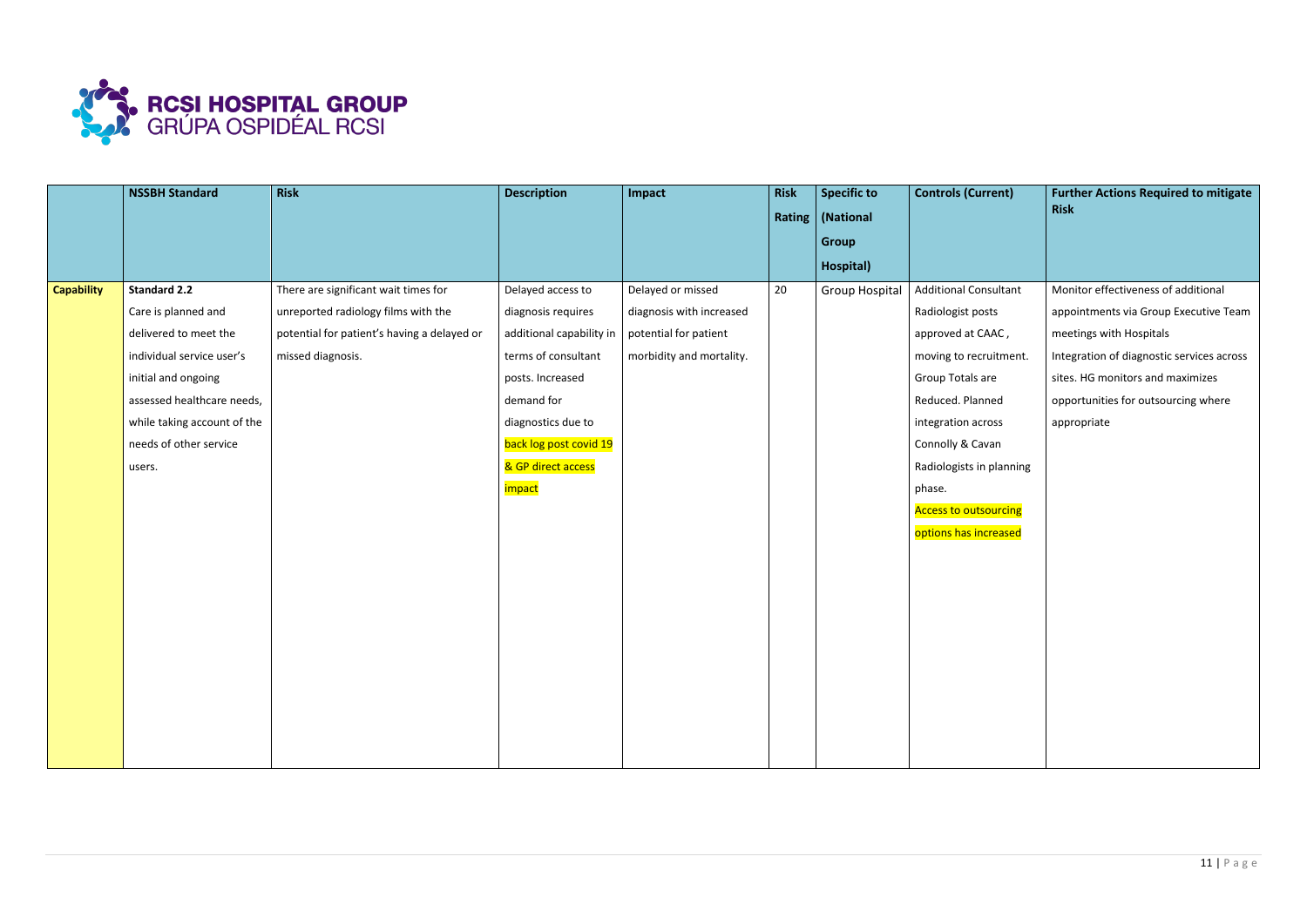|  | NSSBH Standard | Risk | Description | Impact | Risk Rating | Specific to (National Group Hospital) | Controls (Current) | Further Actions Required to mitigate Risk |
|---|---|---|---|---|---|---|---|---|
| **Capability** | **Standard 2.2** Care is planned and delivered to meet the individual service user's initial and ongoing assessed healthcare needs, while taking account of the needs of other service users. | There are significant wait times for unreported radiology films with the potential for patient's having a delayed or missed diagnosis. | Delayed access to diagnosis requires additional capability in terms of consultant posts. Increased demand for diagnostics due to back log post covid 19 & GP direct access impact | Delayed or missed diagnosis with increased potential for patient morbidity and mortality. | 20 | Group Hospital | Additional Consultant Radiologist posts approved at CAAC , moving to recruitment. Group Totals are Reduced. Planned integration across Connolly & Cavan Radiologists in planning phase. Access to outsourcing options has increased | Monitor effectiveness of additional appointments via Group Executive Team meetings with Hospitals Integration of diagnostic services across sites. HG monitors and maximizes opportunities for outsourcing where appropriate |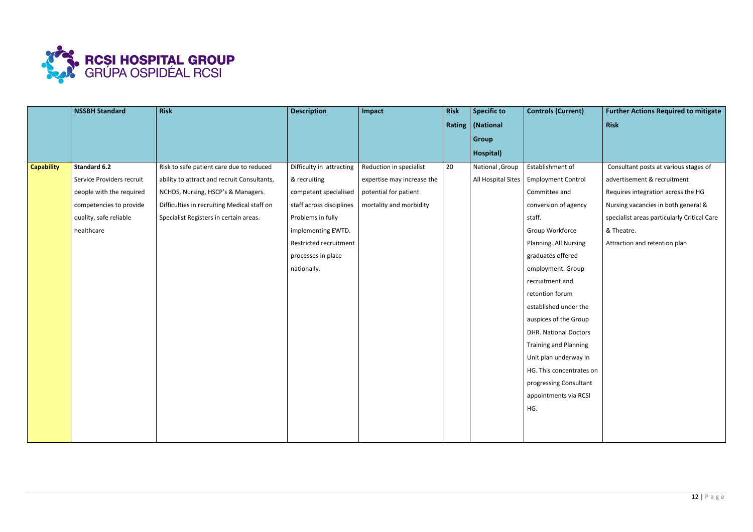|  | NSSBH Standard | Risk | Description | Impact | Risk Rating | Specific to (National Group Hospital) | Controls (Current) | Further Actions Required to mitigate Risk |
|---|---|---|---|---|---|---|---|---|
| **Capability** | **Standard 6.2** Service Providers recruit people with the required competencies to provide quality, safe reliable healthcare | Risk to safe patient care due to reduced ability to attract and recruit Consultants, NCHDS, Nursing, HSCP's & Managers. Difficulties in recruiting Medical staff on Specialist Registers in certain areas. | Difficulty in attracting & recruiting competent specialised staff across disciplines Problems in fully implementing EWTD. Restricted recruitment processes in place nationally. | Reduction in specialist expertise may increase the potential for patient mortality and morbidity | 20 | National ,Group All Hospital Sites | Establishment of Employment Control Committee and conversion of agency staff. Group Workforce Planning. All Nursing graduates offered employment. Group recruitment and retention forum established under the auspices of the Group DHR. National Doctors Training and Planning Unit plan underway in HG. This concentrates on progressing Consultant appointments via RCSI HG. | Consultant posts at various stages of advertisement & recruitment Requires integration across the HG Nursing vacancies in both general & specialist areas particularly Critical Care & Theatre. Attraction and retention plan |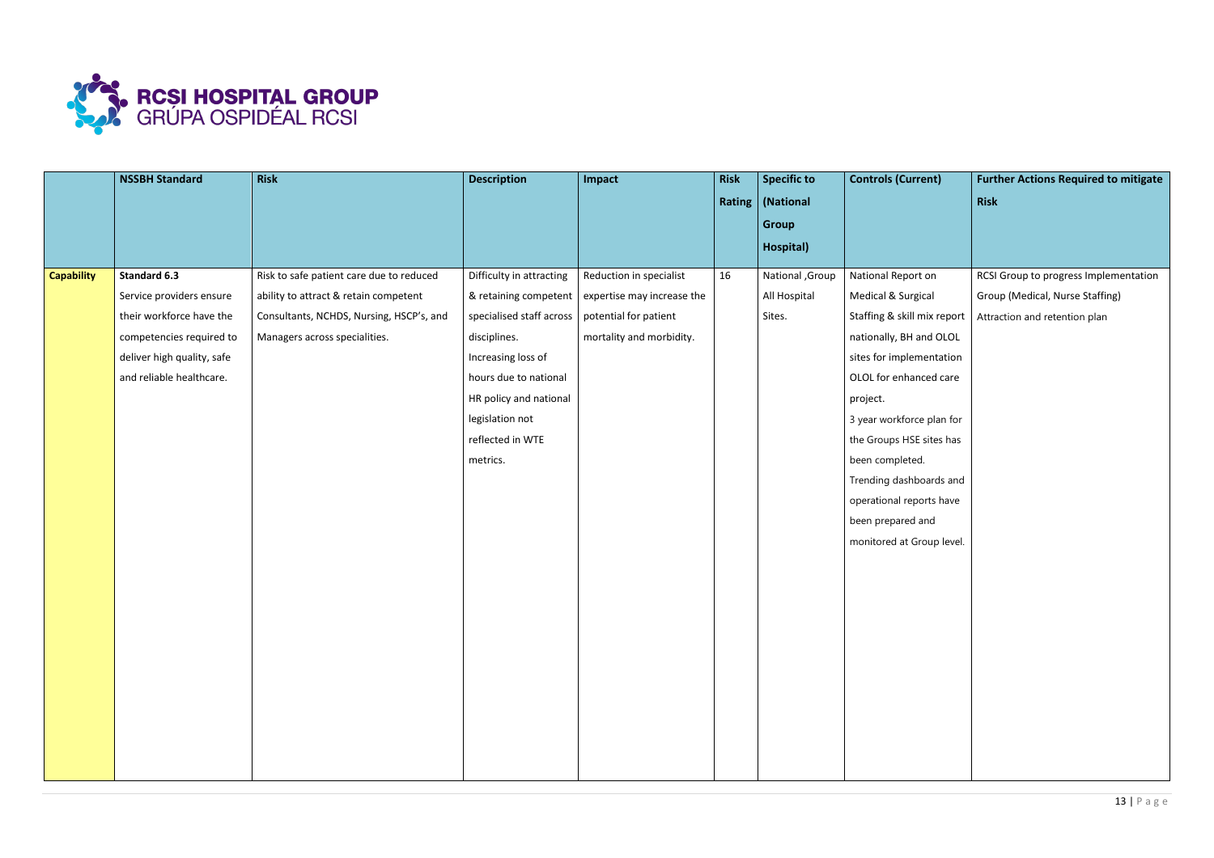| | NSSBH Standard | Risk | Description | Impact | Risk Rating | Specific to (National Group Hospital) | Controls (Current) | Further Actions Required to mitigate Risk |
|---|---|---|---|---|---|---|---|---|
| **Capability** | **Standard 6.3** Service providers ensure their workforce have the competencies required to deliver high quality, safe and reliable healthcare. | Risk to safe patient care due to reduced ability to attract & retain competent Consultants, NCHDS, Nursing, HSCP's, and Managers across specialities. | Difficulty in attracting & retaining competent specialised staff across disciplines. Increasing loss of hours due to national HR policy and national legislation not reflected in WTE metrics. | Reduction in specialist expertise may increase the potential for patient mortality and morbidity. | 16 | National ,Group All Hospital Sites. | National Report on Medical & Surgical Staffing & skill mix report nationally, BH and OLOL sites for implementation OLOL for enhanced care project. 3 year workforce plan for the Groups HSE sites has been completed. Trending dashboards and operational reports have been prepared and monitored at Group level. | RCSI Group to progress Implementation Group (Medical, Nurse Staffing) Attraction and retention plan |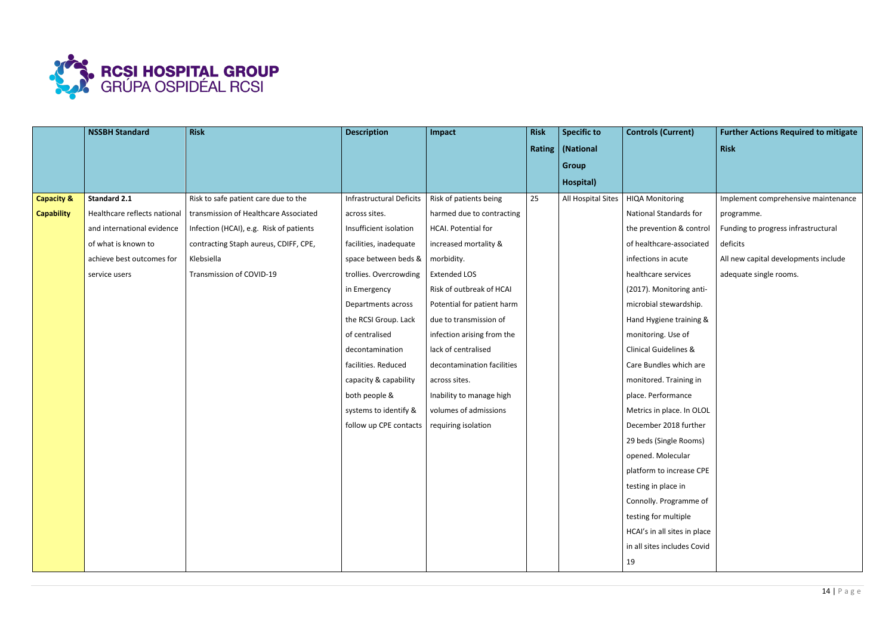| | NSSBH Standard | Risk | Description | Impact | Risk Rating | Specific to (National Group Hospital) | Controls (Current) | Further Actions Required to mitigate Risk |
|---|---|---|---|---|---|---|---|---|
| **Capacity & Capability** | **Standard 2.1** Healthcare reflects national and international evidence of what is known to achieve best outcomes for service users | Risk to safe patient care due to the transmission of Healthcare Associated Infection (HCAI), e.g. Risk of patients contracting Staph aureus, CDIFF, CPE, Klebsiella Transmission of COVID-19 | Infrastructural Deficits across sites. Insufficient isolation facilities, inadequate space between beds & trollies. Overcrowding in Emergency Departments across the RCSI Group. Lack of centralised decontamination facilities. Reduced capacity & capability both people & systems to identify & follow up CPE contacts | Risk of patients being harmed due to contracting HCAI. Potential for increased mortality & morbidity. Extended LOS Risk of outbreak of HCAI Potential for patient harm due to transmission of infection arising from the lack of centralised decontamination facilities across sites. Inability to manage high volumes of admissions requiring isolation | 25 | All Hospital Sites | HIQA Monitoring National Standards for the prevention & control of healthcare-associated infections in acute healthcare services (2017). Monitoring anti-microbial stewardship. Hand Hygiene training & monitoring. Use of Clinical Guidelines & Care Bundles which are monitored. Training in place. Performance Metrics in place. In OLOL December 2018 further 29 beds (Single Rooms) opened. Molecular platform to increase CPE testing in place in Connolly. Programme of testing for multiple HCAI's in all sites in place in all sites includes Covid 19 | Implement comprehensive maintenance programme. Funding to progress infrastructural deficits All new capital developments include adequate single rooms. |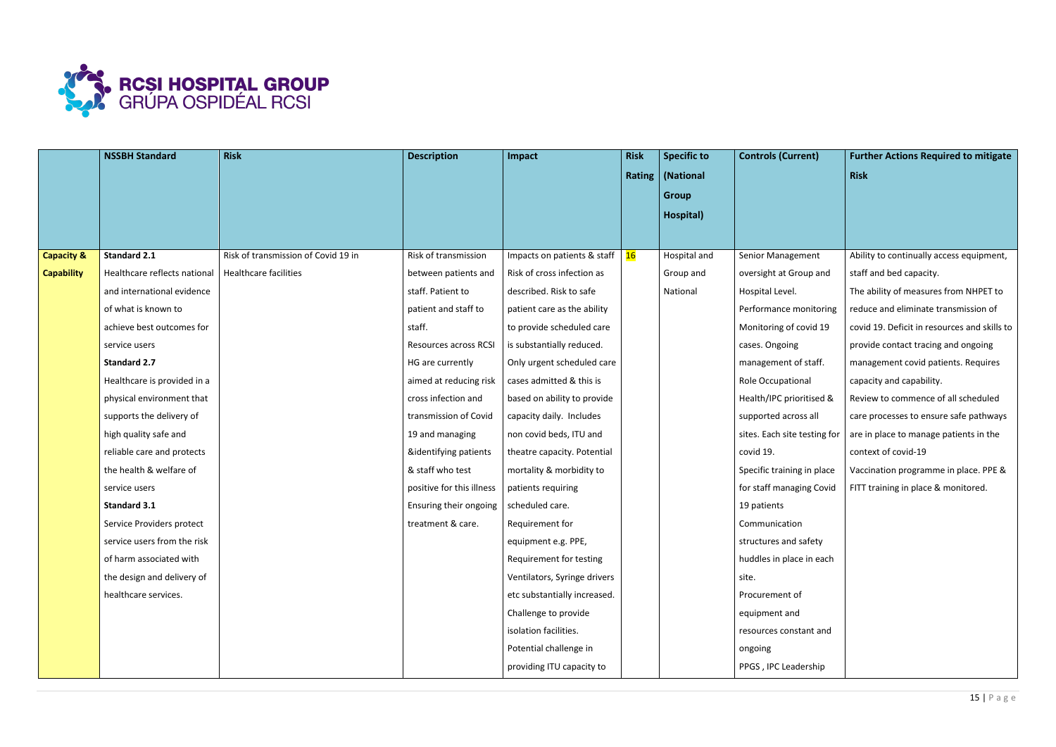| | NSSBH Standard | Risk | Description | Impact | Risk Rating | Specific to (National Group Hospital) | Controls (Current) | Further Actions Required to mitigate Risk |
|---|---|---|---|---|---|---|---|---|
| **Capacity & Capability** | **Standard 2.1** Healthcare reflects national and international evidence of what is known to achieve best outcomes for service users **Standard 2.7** Healthcare is provided in a physical environment that supports the delivery of high quality safe and reliable care and protects the health & welfare of service users **Standard 3.1** Service Providers protect service users from the risk of harm associated with the design and delivery of healthcare services. | Risk of transmission of Covid 19 in Healthcare facilities | Risk of transmission between patients and staff. Patient to patient and staff to staff. Resources across RCSI HG are currently aimed at reducing risk cross infection and transmission of Covid 19 and managing &identifying patients & staff who test positive for this illness Ensuring their ongoing treatment & care. | Impacts on patients & staff Risk of cross infection as described. Risk to safe patient care as the ability to provide scheduled care is substantially reduced. Only urgent scheduled care cases admitted & this is based on ability to provide capacity daily. Includes non covid beds, ITU and theatre capacity. Potential mortality & morbidity to patients requiring scheduled care. Requirement for equipment e.g. PPE, Requirement for testing Ventilators, Syringe drivers etc substantially increased. Challenge to provide isolation facilities. Potential challenge in providing ITU capacity to | 16 | Hospital and Group and National | Senior Management oversight at Group and Hospital Level. Performance monitoring Monitoring of covid 19 cases. Ongoing management of staff. Role Occupational Health/IPC prioritised & supported across all sites. Each site testing for covid 19. Specific training in place for staff managing Covid 19 patients Communication structures and safety huddles in place in each site. Procurement of equipment and resources constant and ongoing PPGS , IPC Leadership | Ability to continually access equipment, staff and bed capacity. The ability of measures from NHPET to reduce and eliminate transmission of covid 19. Deficit in resources and skills to provide contact tracing and ongoing management covid patients. Requires capacity and capability. Review to commence of all scheduled care processes to ensure safe pathways are in place to manage patients in the context of covid-19 Vaccination programme in place. PPE & FITT training in place & monitored. |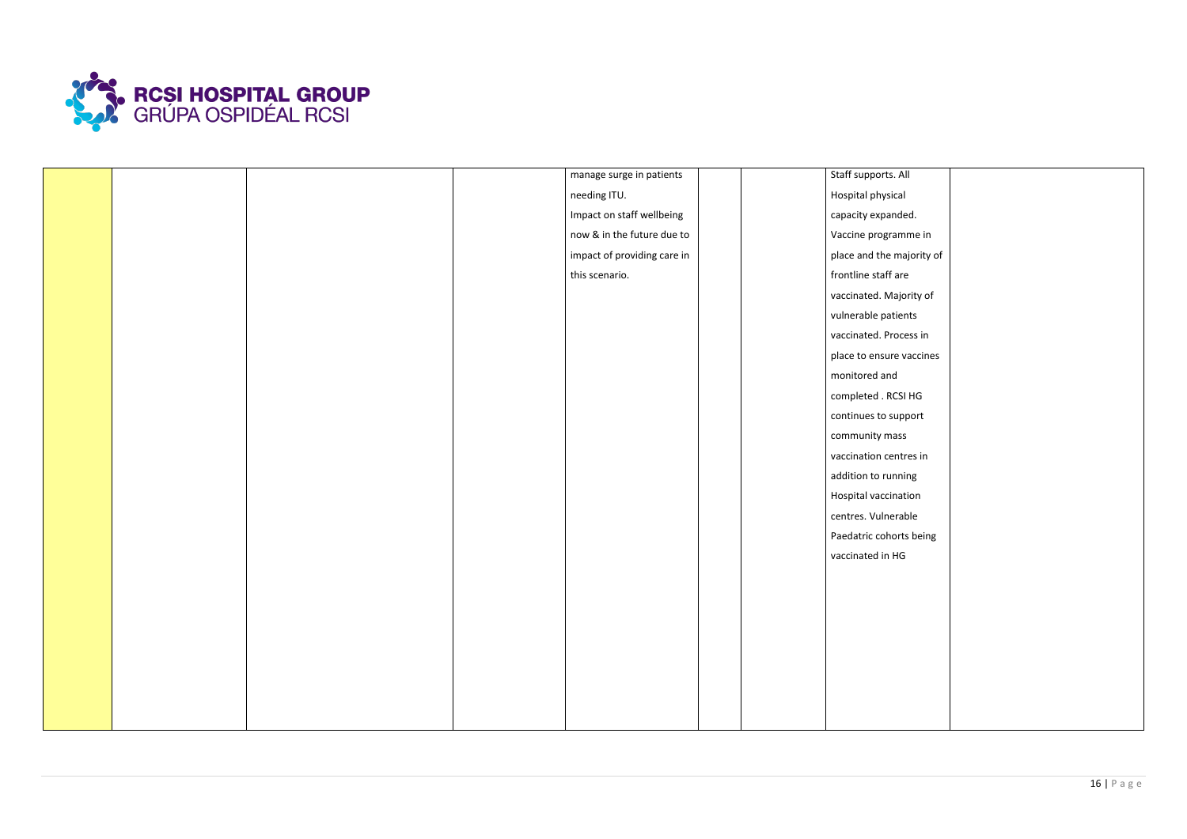|  |  |  |  | manage surge in patients needing ITU. Impact on staff wellbeing now & in the future due to impact of providing care in this scenario. |  |  | Staff supports. All Hospital physical capacity expanded. Vaccine programme in place and the majority of frontline staff are vaccinated. Majority of vulnerable patients vaccinated. Process in place to ensure vaccines monitored and completed . RCSI HG continues to support community mass vaccination centres in addition to running Hospital vaccination centres. Vulnerable Paedatric cohorts being vaccinated in HG |  |
|---|---|---|---|---|---|---|---|---|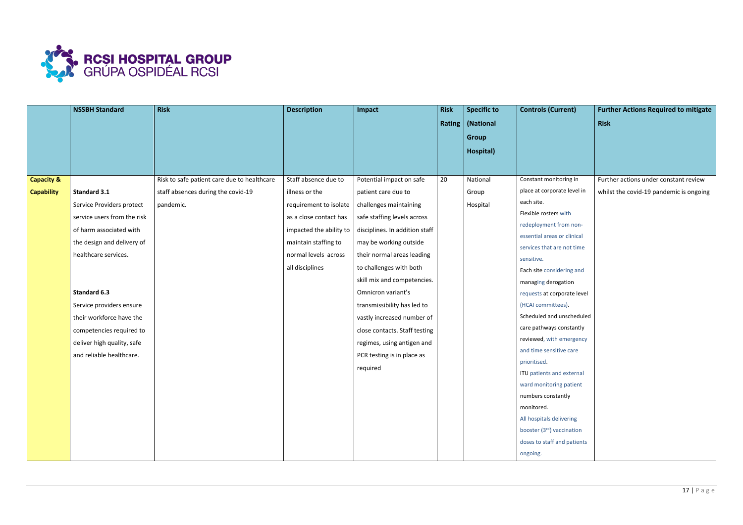| | NSSBH Standard | Risk | Description | Impact | Risk Rating | Specific to (National Group Hospital) | Controls (Current) | Further Actions Required to mitigate Risk |
|---|---|---|---|---|---|---|---|---|
| **Capacity & Capability** | **Standard 3.1** Service Providers protect service users from the risk of harm associated with the design and delivery of healthcare services.<br><br>**Standard 6.3** Service providers ensure their workforce have the competencies required to deliver high quality, safe and reliable healthcare. | Risk to safe patient care due to healthcare staff absences during the covid-19 pandemic. | Staff absence due to illness or the requirement to isolate as a close contact has impacted the ability to maintain staffing to normal levels across all disciplines | Potential impact on safe patient care due to challenges maintaining safe staffing levels across disciplines. In addition staff may be working outside their normal areas leading to challenges with both skill mix and competencies. Omnicron variant's transmissibility has led to vastly increased number of close contacts. Staff testing regimes, using antigen and PCR testing is in place as required | 20 | National Group Hospital | Constant monitoring in place at corporate level in each site.<br>Flexible rosters with redeployment from non-essential areas or clinical services that are not time sensitive.<br>Each site considering and managing derogation requests at corporate level (HCAI committees).<br>Scheduled and unscheduled care pathways constantly reviewed, with emergency and time sensitive care prioritised.<br>ITU patients and external ward monitoring patient numbers constantly monitored.<br>All hospitals delivering booster (3rd) vaccination doses to staff and patients ongoing. | Further actions under constant review whilst the covid-19 pandemic is ongoing |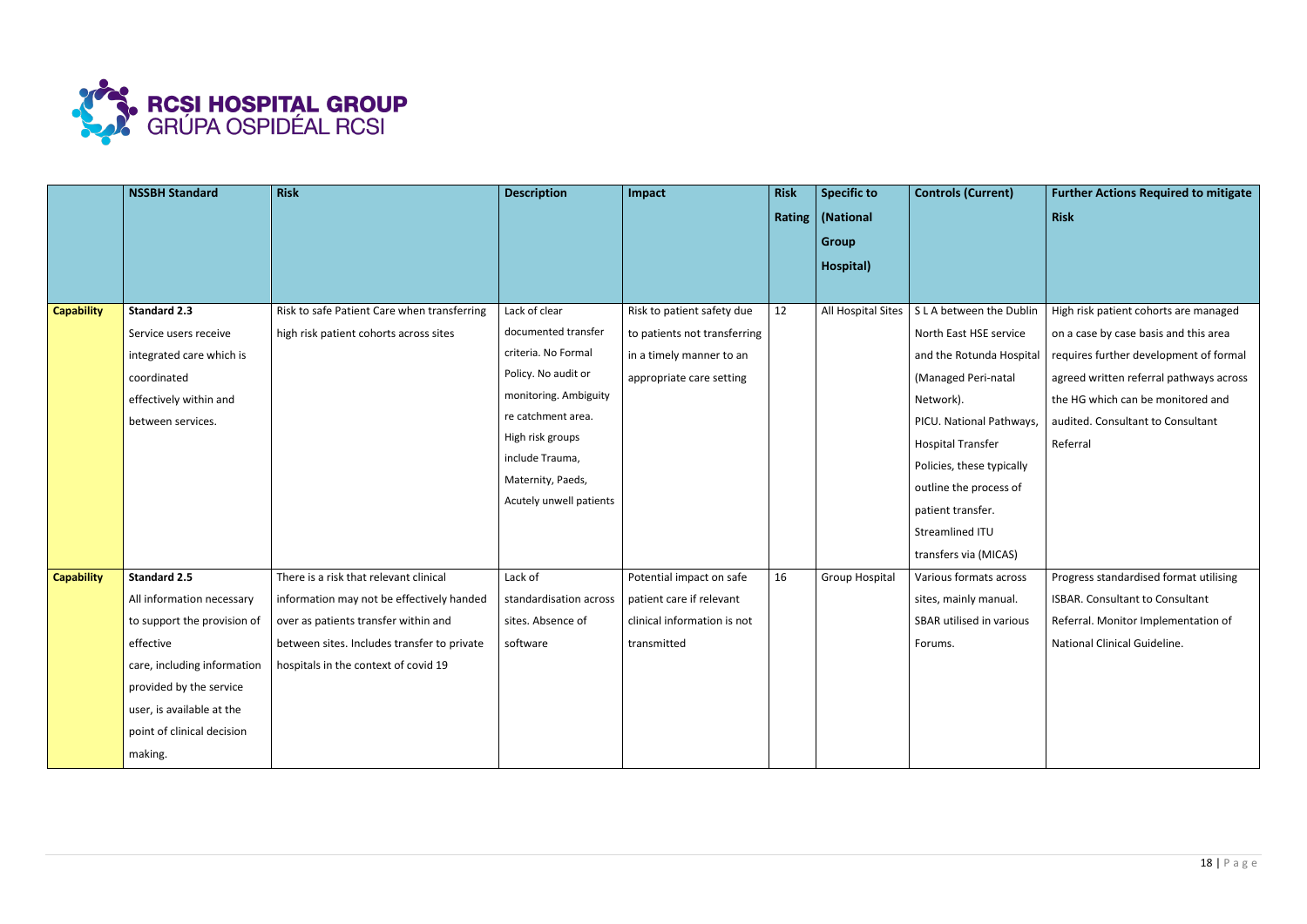| | NSSBH Standard | Risk | Description | Impact | Risk Rating | Specific to (National Group Hospital) | Controls (Current) | Further Actions Required to mitigate Risk |
|---|---|---|---|---|---|---|---|---|
| **Capability** | **Standard 2.3** Service users receive integrated care which is coordinated effectively within and between services. | Risk to safe Patient Care when transferring high risk patient cohorts across sites | Lack of clear documented transfer criteria. No Formal Policy. No audit or monitoring. Ambiguity re catchment area. High risk groups include Trauma, Maternity, Paeds, Acutely unwell patients | Risk to patient safety due to patients not transferring in a timely manner to an appropriate care setting | 12 | All Hospital Sites | S L A between the Dublin North East HSE service and the Rotunda Hospital (Managed Peri-natal Network). PICU. National Pathways, Hospital Transfer Policies, these typically outline the process of patient transfer. Streamlined ITU transfers via (MICAS) | High risk patient cohorts are managed on a case by case basis and this area requires further development of formal agreed written referral pathways across the HG which can be monitored and audited. Consultant to Consultant Referral |
| **Capability** | **Standard 2.5** All information necessary to support the provision of effective care, including information provided by the service user, is available at the point of clinical decision making. | There is a risk that relevant clinical information may not be effectively handed over as patients transfer within and between sites. Includes transfer to private hospitals in the context of covid 19 | Lack of standardisation across sites. Absence of software | Potential impact on safe patient care if relevant clinical information is not transmitted | 16 | Group Hospital | Various formats across sites, mainly manual. SBAR utilised in various Forums. | Progress standardised format utilising ISBAR. Consultant to Consultant Referral. Monitor Implementation of National Clinical Guideline. |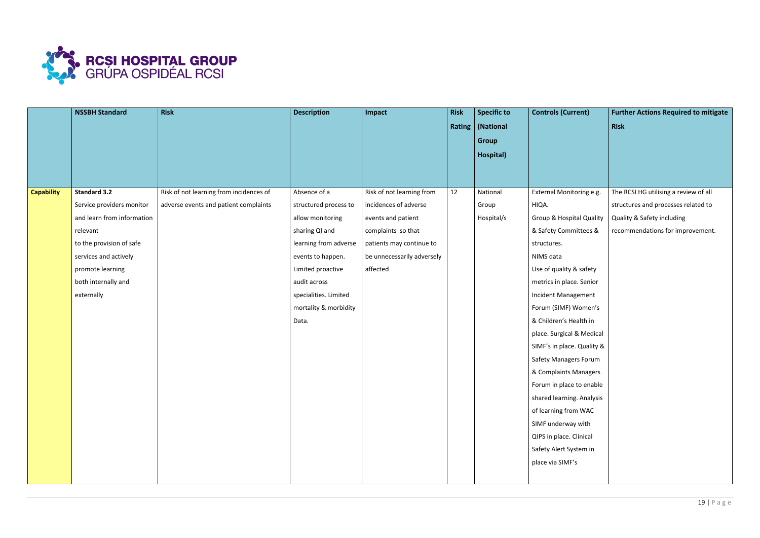| | NSSBH Standard | Risk | Description | Impact | Risk Rating | Specific to (National Group Hospital) | Controls (Current) | Further Actions Required to mitigate Risk |
|---|---|---|---|---|---|---|---|---|
| **Capability** | **Standard 3.2** Service providers monitor and learn from information relevant to the provision of safe services and actively promote learning both internally and externally | Risk of not learning from incidences of adverse events and patient complaints | Absence of a structured process to allow monitoring sharing QI and learning from adverse events to happen. Limited proactive audit across specialities. Limited mortality & morbidity Data. | Risk of not learning from incidences of adverse events and patient complaints so that patients may continue to be unnecessarily adversely affected | 12 | National Group Hospital/s | External Monitoring e.g. HIQA. Group & Hospital Quality & Safety Committees & structures. NIMS data Use of quality & safety metrics in place. Senior Incident Management Forum (SIMF) Women's & Children's Health in place. Surgical & Medical SIMF's in place. Quality & Safety Managers Forum & Complaints Managers Forum in place to enable shared learning. Analysis of learning from WAC SIMF underway with QIPS in place. Clinical Safety Alert System in place via SIMF's | The RCSI HG utilising a review of all structures and processes related to Quality & Safety including recommendations for improvement. |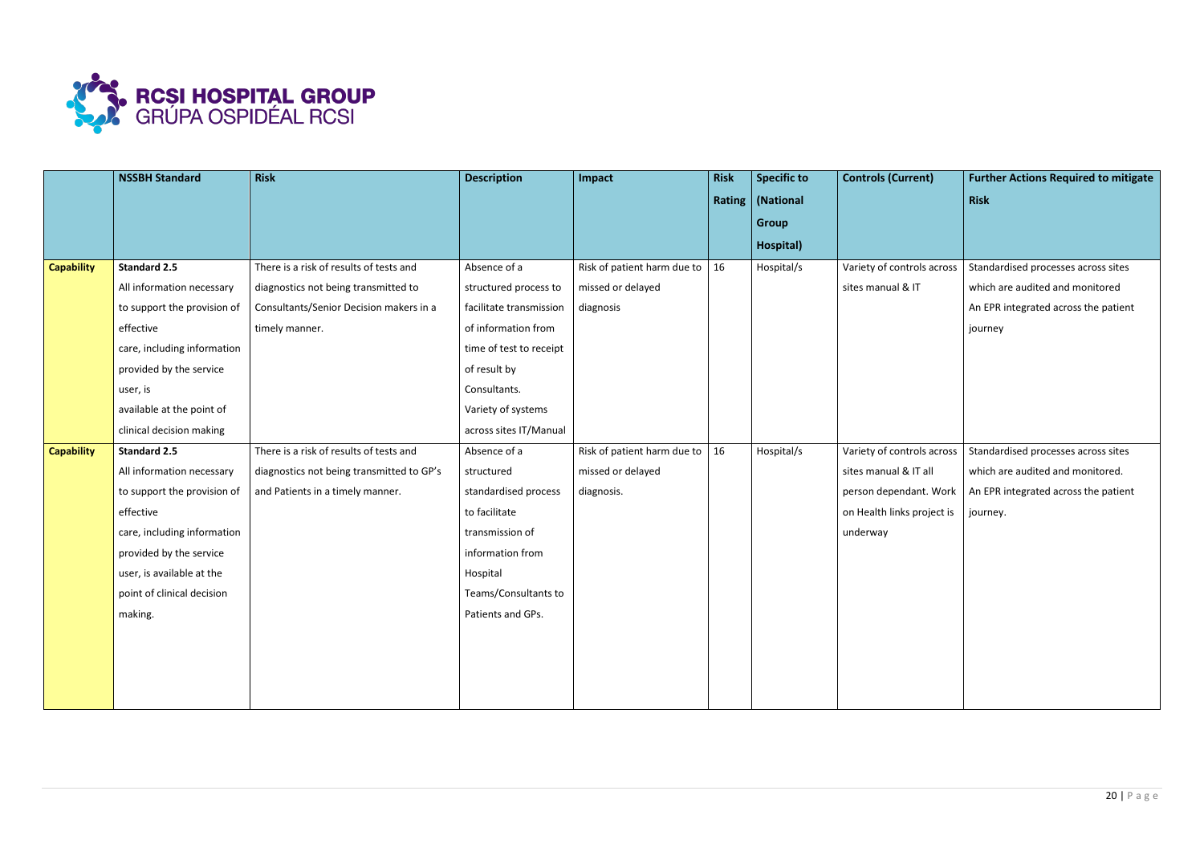|  | NSSBH Standard | Risk | Description | Impact | Risk Rating | Specific to (National Group Hospital) | Controls (Current) | Further Actions Required to mitigate Risk |
|---|---|---|---|---|---|---|---|---|
| **Capability** | **Standard 2.5** All information necessary to support the provision of effective care, including information provided by the service user, is available at the point of clinical decision making | There is a risk of results of tests and diagnostics not being transmitted to Consultants/Senior Decision makers in a timely manner. | Absence of a structured process to facilitate transmission of information from time of test to receipt of result by Consultants. Variety of systems across sites IT/Manual | Risk of patient harm due to missed or delayed diagnosis | 16 | Hospital/s | Variety of controls across sites manual & IT | Standardised processes across sites which are audited and monitored An EPR integrated across the patient journey |
| **Capability** | **Standard 2.5** All information necessary to support the provision of effective care, including information provided by the service user, is available at the point of clinical decision making. | There is a risk of results of tests and diagnostics not being transmitted to GP's and Patients in a timely manner. | Absence of a structured standardised process to facilitate transmission of information from Hospital Teams/Consultants to Patients and GPs. | Risk of patient harm due to missed or delayed diagnosis. | 16 | Hospital/s | Variety of controls across sites manual & IT all person dependant. Work on Health links project is underway | Standardised processes across sites which are audited and monitored. An EPR integrated across the patient journey. |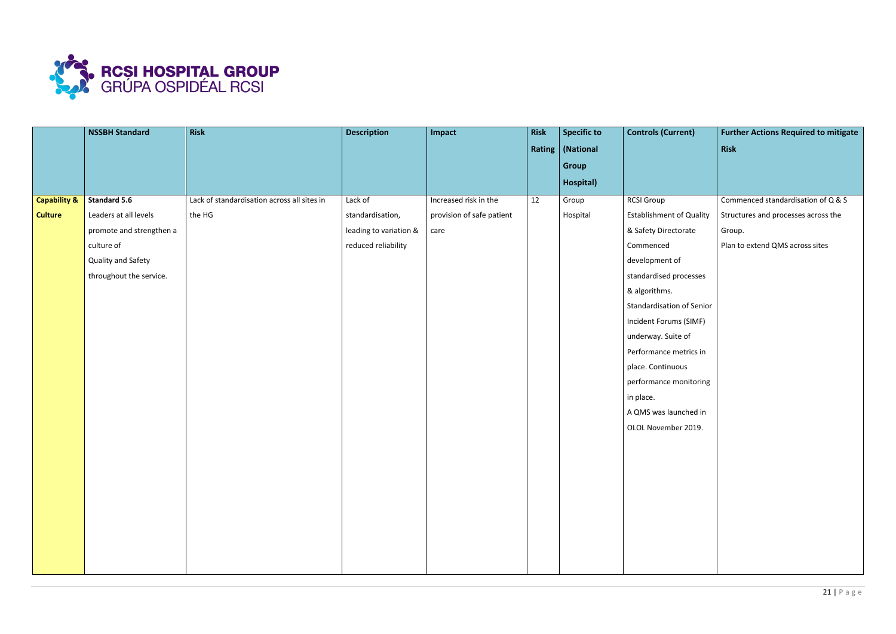|  | NSSBH Standard | Risk | Description | Impact | Risk Rating | Specific to (National Group Hospital) | Controls (Current) | Further Actions Required to mitigate Risk |
|---|---|---|---|---|---|---|---|---|
| **Capability & Culture** | **Standard 5.6** Leaders at all levels promote and strengthen a culture of Quality and Safety throughout the service. | Lack of standardisation across all sites in the HG | Lack of standardisation, leading to variation & reduced reliability | Increased risk in the provision of safe patient care | 12 | Group Hospital | RCSI Group Establishment of Quality & Safety Directorate Commenced development of standardised processes & algorithms. Standardisation of Senior Incident Forums (SIMF) underway. Suite of Performance metrics in place. Continuous performance monitoring in place. A QMS was launched in OLOL November 2019. | Commenced standardisation of Q & S Structures and processes across the Group. Plan to extend QMS across sites |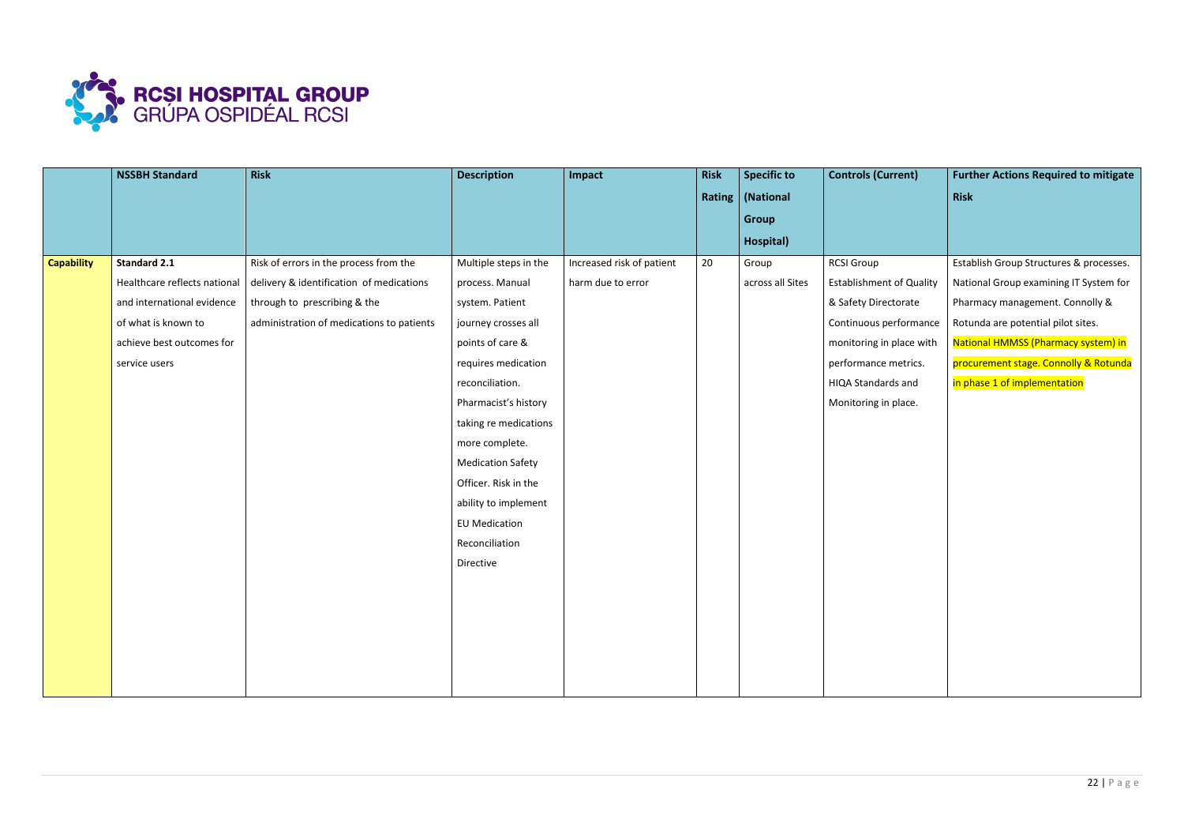| | NSSBH Standard | Risk | Description | Impact | Risk Rating | Specific to (National Group Hospital) | Controls (Current) | Further Actions Required to mitigate Risk |
|---|---|---|---|---|---|---|---|---|
| **Capability** | **Standard 2.1** Healthcare reflects national and international evidence of what is known to achieve best outcomes for service users | Risk of errors in the process from the delivery & identification of medications through to prescribing & the administration of medications to patients | Multiple steps in the process. Manual system. Patient journey crosses all points of care & requires medication reconciliation. Pharmacist's history taking re medications more complete. Medication Safety Officer. Risk in the ability to implement EU Medication Reconciliation Directive | Increased risk of patient harm due to error | 20 | Group across all Sites | RCSI Group Establishment of Quality & Safety Directorate Continuous performance monitoring in place with performance metrics. HIQA Standards and Monitoring in place. | Establish Group Structures & processes. National Group examining IT System for Pharmacy management. Connolly & Rotunda are potential pilot sites. National HMMSS (Pharmacy system) in procurement stage. Connolly & Rotunda in phase 1 of implementation |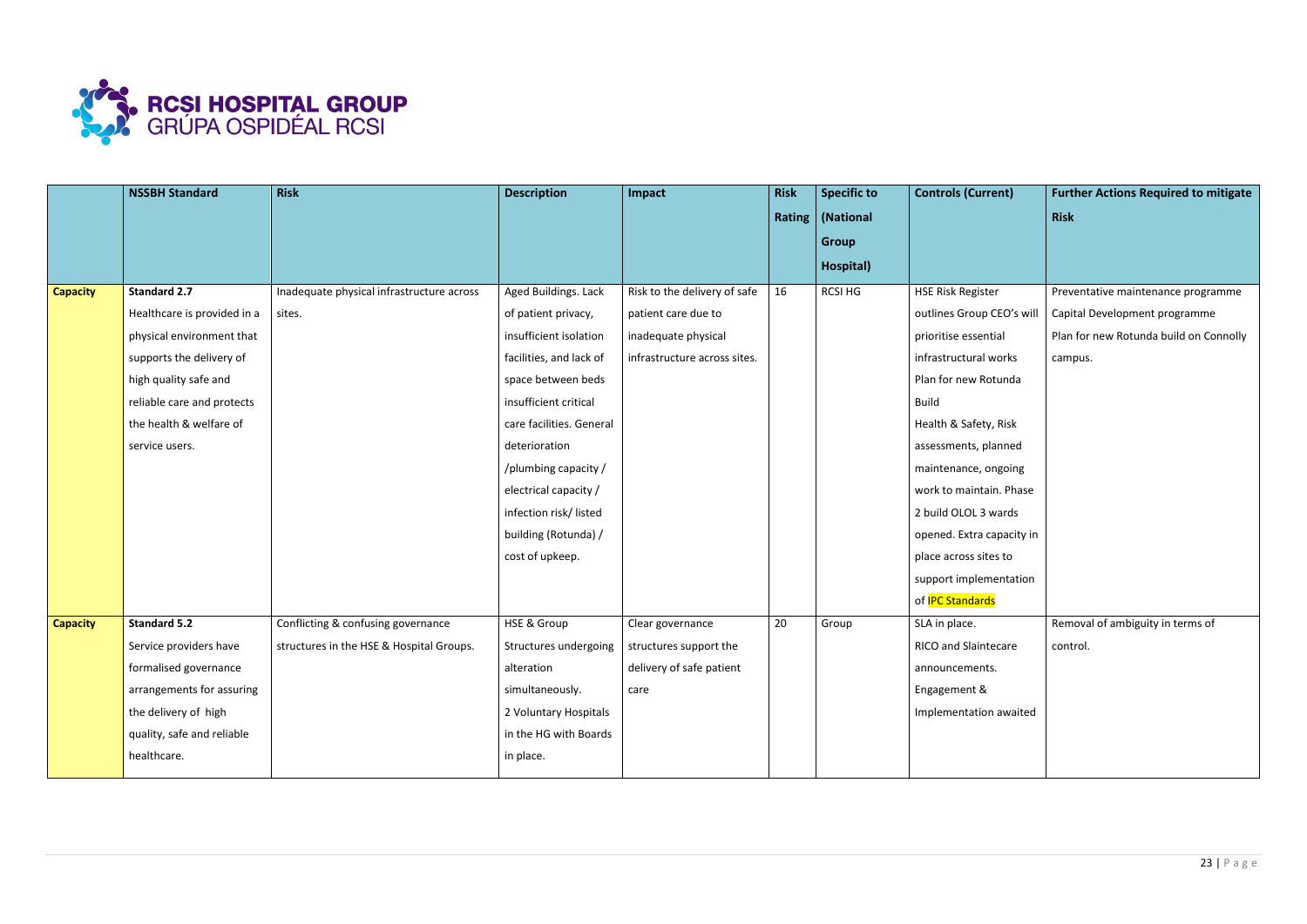| | NSSBH Standard | Risk | Description | Impact | Risk Rating | Specific to (National Group Hospital) | Controls (Current) | Further Actions Required to mitigate Risk |
|---|---|---|---|---|---|---|---|---|
| **Capacity** | **Standard 2.7** Healthcare is provided in a physical environment that supports the delivery of high quality safe and reliable care and protects the health & welfare of service users. | Inadequate physical infrastructure across sites. | Aged Buildings. Lack of patient privacy, insufficient isolation facilities, and lack of space between beds insufficient critical care facilities. General deterioration /plumbing capacity / electrical capacity / infection risk/ listed building (Rotunda) / cost of upkeep. | Risk to the delivery of safe patient care due to inadequate physical infrastructure across sites. | 16 | RCSI HG | HSE Risk Register outlines Group CEO's will prioritise essential infrastructural works Plan for new Rotunda Build Health & Safety, Risk assessments, planned maintenance, ongoing work to maintain. Phase 2 build OLOL 3 wards opened. Extra capacity in place across sites to support implementation of IPC Standards | Preventative maintenance programme Capital Development programme Plan for new Rotunda build on Connolly campus. |
| **Capacity** | **Standard 5.2** Service providers have formalised governance arrangements for assuring the delivery of high quality, safe and reliable healthcare. | Conflicting & confusing governance structures in the HSE & Hospital Groups. | HSE & Group Structures undergoing alteration simultaneously. 2 Voluntary Hospitals in the HG with Boards in place. | Clear governance structures support the delivery of safe patient care | 20 | Group | SLA in place. RICO and Slaintecare announcements. Engagement & Implementation awaited | Removal of ambiguity in terms of control. |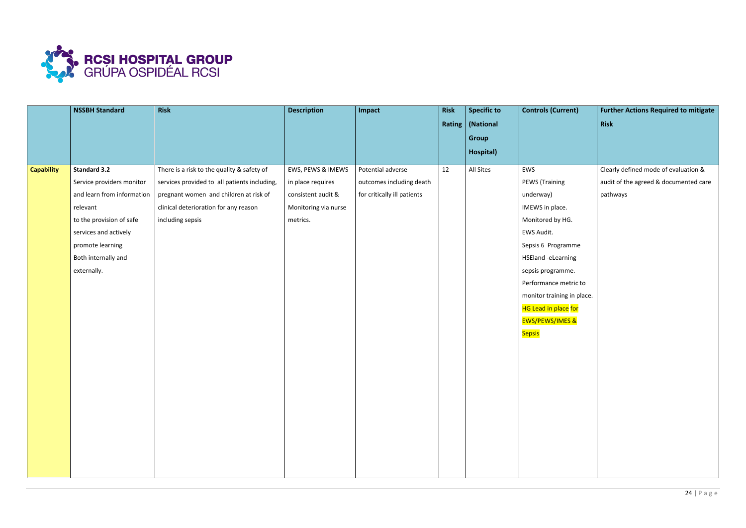|  | NSSBH Standard | Risk | Description | Impact | Risk Rating | Specific to (National Group Hospital) | Controls (Current) | Further Actions Required to mitigate Risk |
|---|---|---|---|---|---|---|---|---|
| **Capability** | **Standard 3.2** Service providers monitor and learn from information relevant to the provision of safe services and actively promote learning Both internally and externally. | There is a risk to the quality & safety of services provided to all patients including, pregnant women and children at risk of clinical deterioration for any reason including sepsis | EWS, PEWS & IMEWS in place requires consistent audit & Monitoring via nurse metrics. | Potential adverse outcomes including death for critically ill patients | 12 | All Sites | EWS PEWS (Training underway) IMEWS in place. Monitored by HG. EWS Audit. Sepsis 6 Programme HSEland -eLearning sepsis programme. Performance metric to monitor training in place. HG Lead in place for EWS/PEWS/IMES & Sepsis | Clearly defined mode of evaluation & audit of the agreed & documented care pathways |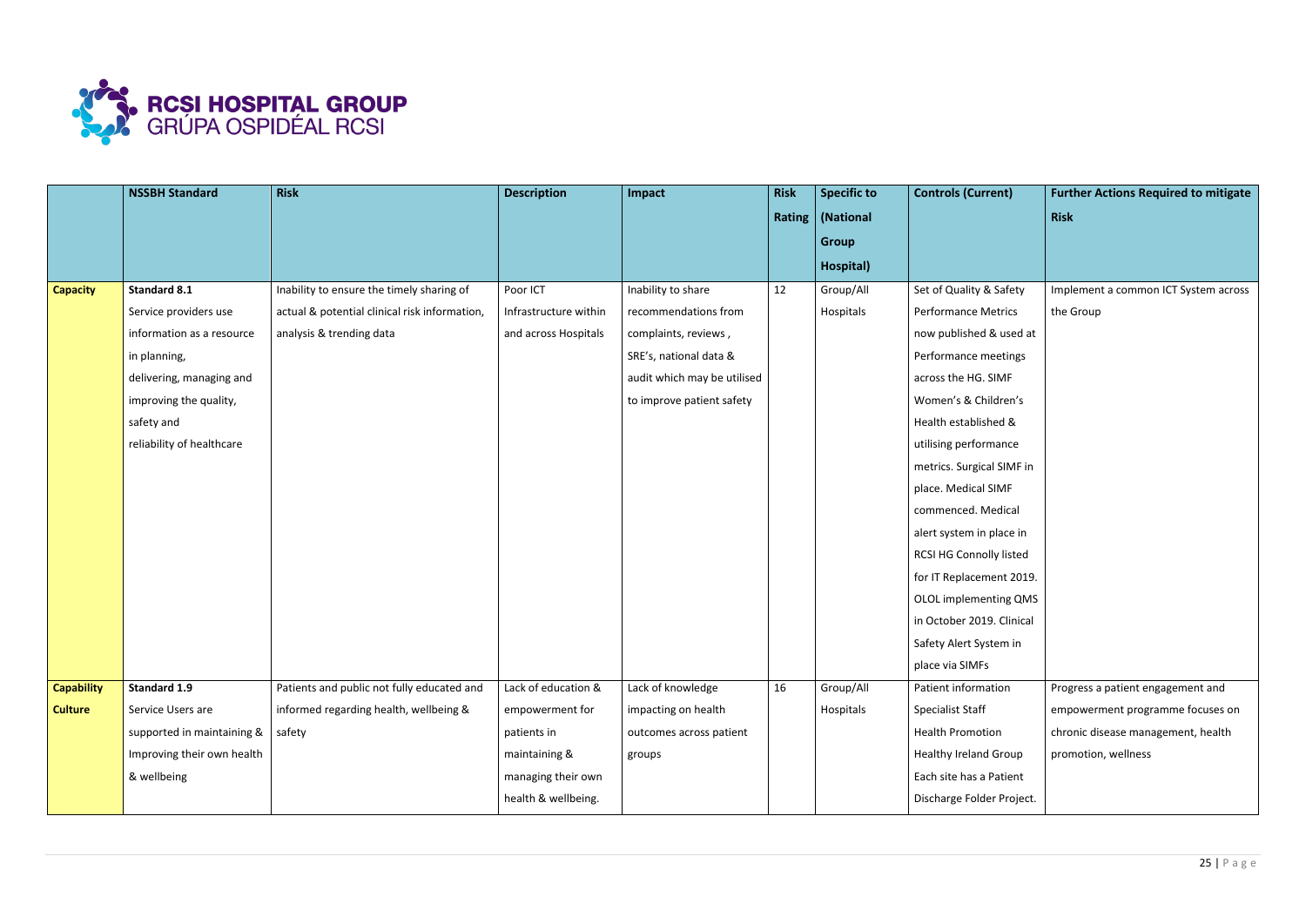| | NSSBH Standard | Risk | Description | Impact | Risk Rating | Specific to (National Group Hospital) | Controls (Current) | Further Actions Required to mitigate Risk |
|---|---|---|---|---|---|---|---|---|
| **Capacity** | **Standard 8.1** Service providers use information as a resource in planning, delivering, managing and improving the quality, safety and reliability of healthcare | Inability to ensure the timely sharing of actual & potential clinical risk information, analysis & trending data | Poor ICT Infrastructure within and across Hospitals | Inability to share recommendations from complaints, reviews , SRE's, national data & audit which may be utilised to improve patient safety | 12 | Group/All Hospitals | Set of Quality & Safety Performance Metrics now published & used at Performance meetings across the HG. SIMF Women's & Children's Health established & utilising performance metrics. Surgical SIMF in place. Medical SIMF commenced. Medical alert system in place in RCSI HG Connolly listed for IT Replacement 2019. OLOL implementing QMS in October 2019. Clinical Safety Alert System in place via SIMFs | Implement a common ICT System across the Group |
| **Capability Culture** | **Standard 1.9** Service Users are supported in maintaining & Improving their own health & wellbeing | Patients and public not fully educated and informed regarding health, wellbeing & safety | Lack of education & empowerment for patients in maintaining & managing their own health & wellbeing. | Lack of knowledge impacting on health outcomes across patient groups | 16 | Group/All Hospitals | Patient information Specialist Staff Health Promotion Healthy Ireland Group Each site has a Patient Discharge Folder Project. | Progress a patient engagement and empowerment programme focuses on chronic disease management, health promotion, wellness |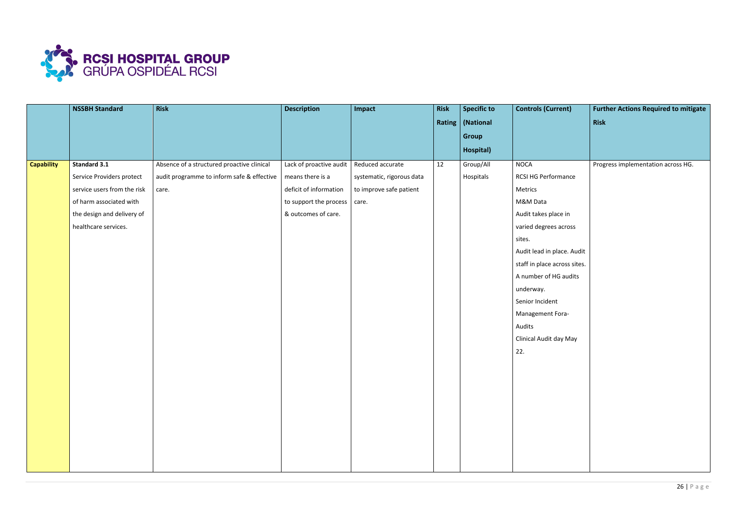| | NSSBH Standard | Risk | Description | Impact | Risk Rating | Specific to (National Group Hospital) | Controls (Current) | Further Actions Required to mitigate Risk |
|---|---|---|---|---|---|---|---|---|
| **Capability** | **Standard 3.1** Service Providers protect service users from the risk of harm associated with the design and delivery of healthcare services. | Absence of a structured proactive clinical audit programme to inform safe & effective care. | Lack of proactive audit means there is a deficit of information to support the process & outcomes of care. | Reduced accurate systematic, rigorous data to improve safe patient care. | 12 | Group/All Hospitals | NOCA<br>RCSI HG Performance Metrics<br>M&M Data<br>Audit takes place in varied degrees across sites.<br>Audit lead in place. Audit staff in place across sites.<br>A number of HG audits underway.<br>Senior Incident Management Fora- Audits<br>Clinical Audit day May 22. | Progress implementation across HG. |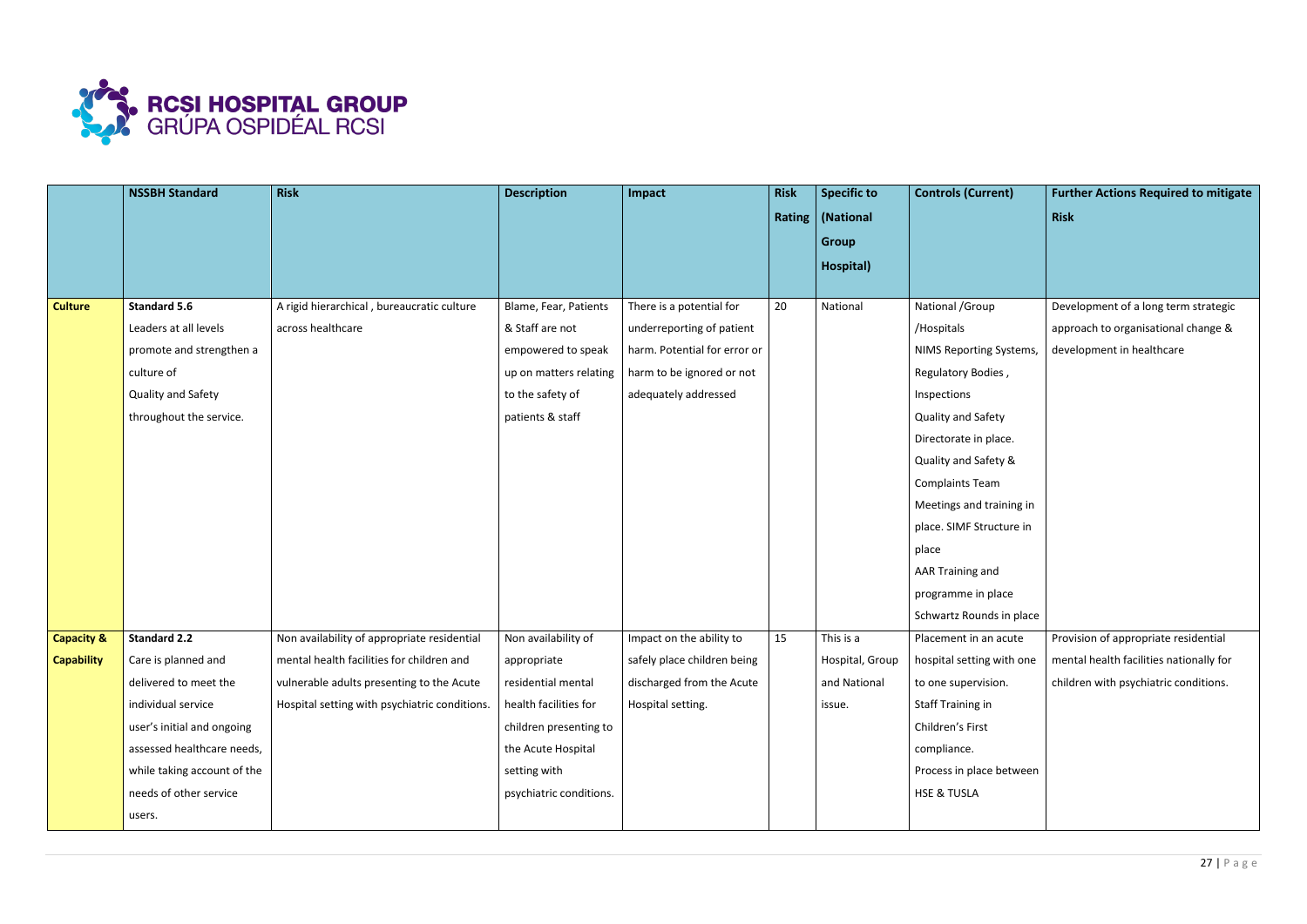| | NSSBH Standard | Risk | Description | Impact | Risk Rating | Specific to (National Group Hospital) | Controls (Current) | Further Actions Required to mitigate Risk |
|---|---|---|---|---|---|---|---|---|
| **Culture** | **Standard 5.6** Leaders at all levels promote and strengthen a culture of Quality and Safety throughout the service. | A rigid hierarchical , bureaucratic culture across healthcare | Blame, Fear, Patients & Staff are not empowered to speak up on matters relating to the safety of patients & staff | There is a potential for underreporting of patient harm. Potential for error or harm to be ignored or not adequately addressed | 20 | National | National /Group /Hospitals NIMS Reporting Systems, Regulatory Bodies , Inspections Quality and Safety Directorate in place. Quality and Safety & Complaints Team Meetings and training in place. SIMF Structure in place AAR Training and programme in place Schwartz Rounds in place | Development of a long term strategic approach to organisational change & development in healthcare |
| **Capacity & Capability** | **Standard 2.2** Care is planned and delivered to meet the individual service user's initial and ongoing assessed healthcare needs, while taking account of the needs of other service users. | Non availability of appropriate residential mental health facilities for children and vulnerable adults presenting to the Acute Hospital setting with psychiatric conditions. | Non availability of appropriate residential mental health facilities for children presenting to the Acute Hospital setting with psychiatric conditions. | Impact on the ability to safely place children being discharged from the Acute Hospital setting. | 15 | This is a Hospital, Group and National issue. | Placement in an acute hospital setting with one to one supervision. Staff Training in Children's First compliance. Process in place between HSE & TUSLA | Provision of appropriate residential mental health facilities nationally for children with psychiatric conditions. |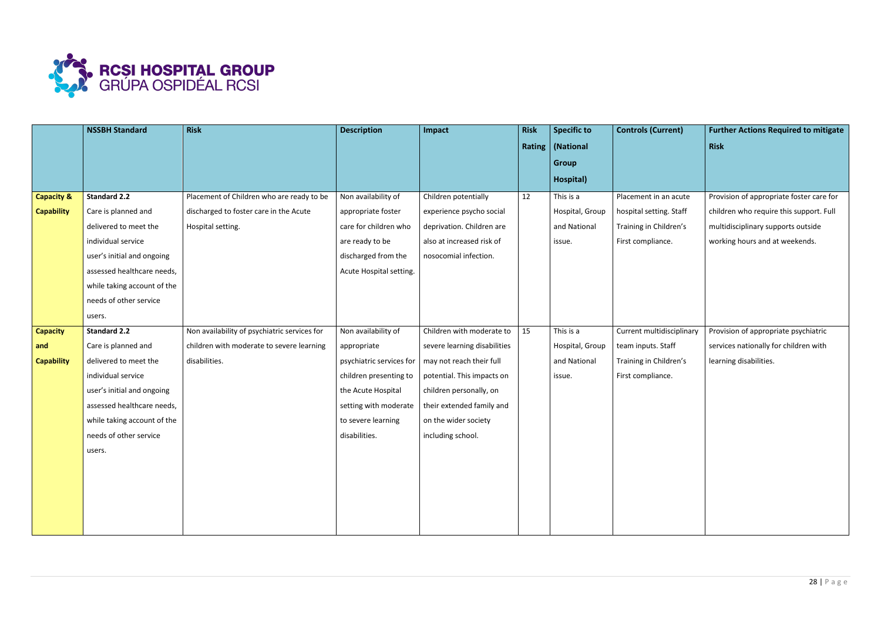| | NSSBH Standard | Risk | Description | Impact | Risk Rating | Specific to (National Group Hospital) | Controls (Current) | Further Actions Required to mitigate Risk |
|---|---|---|---|---|---|---|---|---|
| **Capacity & Capability** | **Standard 2.2** Care is planned and delivered to meet the individual service user's initial and ongoing assessed healthcare needs, while taking account of the needs of other service users. | Placement of Children who are ready to be discharged to foster care in the Acute Hospital setting. | Non availability of appropriate foster care for children who are ready to be discharged from the Acute Hospital setting. | Children potentially experience psycho social deprivation. Children are also at increased risk of nosocomial infection. | 12 | This is a Hospital, Group and National issue. | Placement in an acute hospital setting. Staff Training in Children's First compliance. | Provision of appropriate foster care for children who require this support. Full multidisciplinary supports outside working hours and at weekends. |
| **Capacity and Capability** | **Standard 2.2** Care is planned and delivered to meet the individual service user's initial and ongoing assessed healthcare needs, while taking account of the needs of other service users. | Non availability of psychiatric services for children with moderate to severe learning disabilities. | Non availability of appropriate psychiatric services for children presenting to the Acute Hospital setting with moderate to severe learning disabilities. | Children with moderate to severe learning disabilities may not reach their full potential. This impacts on children personally, on their extended family and on the wider society including school. | 15 | This is a Hospital, Group and National issue. | Current multidisciplinary team inputs. Staff Training in Children's First compliance. | Provision of appropriate psychiatric services nationally for children with learning disabilities. |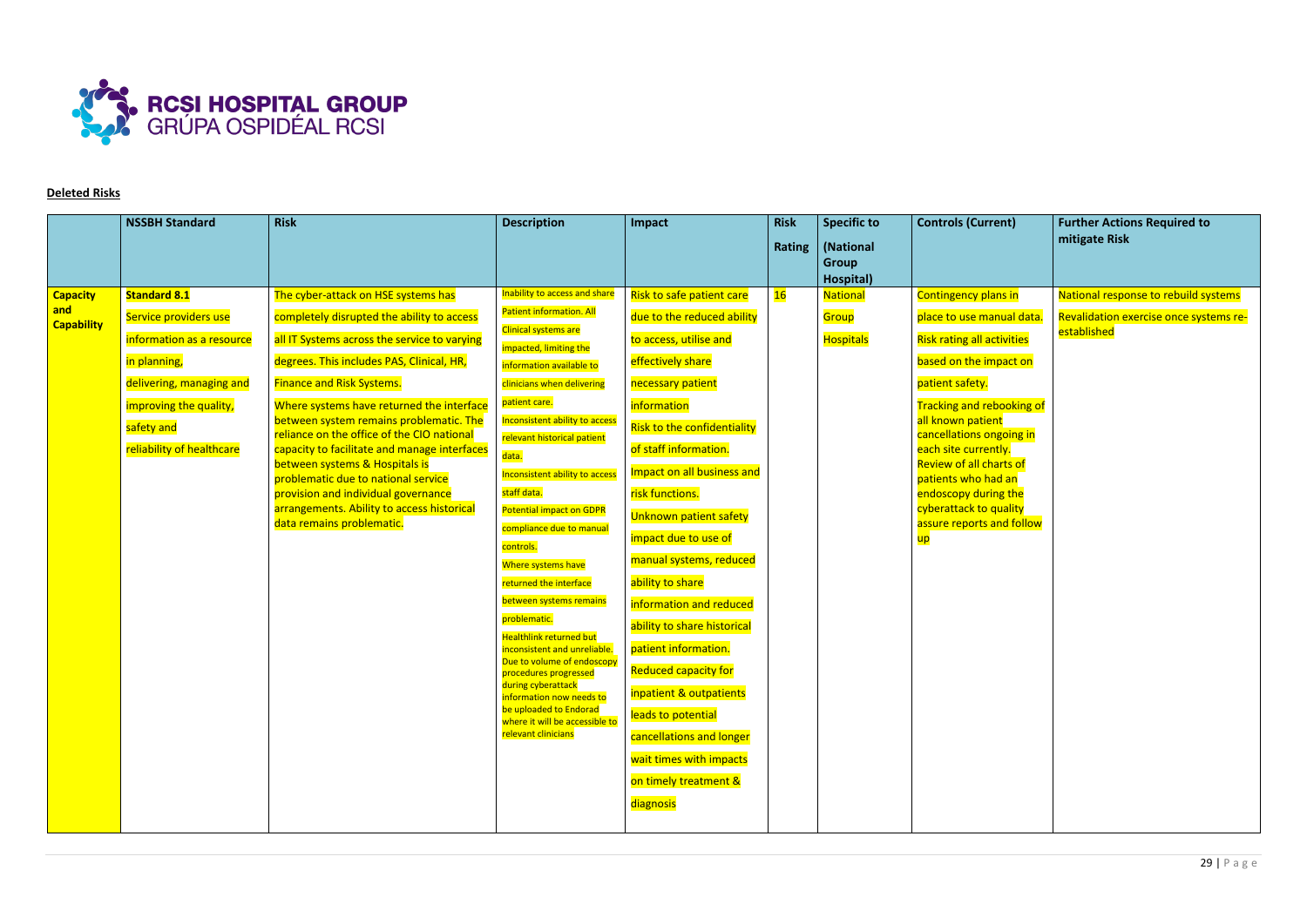**Deleted Risks**

| | NSSBH Standard | Risk | Description | Impact | Risk Rating | Specific to (National Group Hospital) | Controls (Current) | Further Actions Required to mitigate Risk |
|---|---|---|---|---|---|---|---|---|
| **Capacity and Capability** | **Standard 8.1** Service providers use information as a resource in planning, delivering, managing and improving the quality, safety and reliability of healthcare | The cyber-attack on HSE systems has completely disrupted the ability to access all IT Systems across the service to varying degrees. This includes PAS, Clinical, HR, Finance and Risk Systems. Where systems have returned the interface between system remains problematic. The reliance on the office of the CIO national capacity to facilitate and manage interfaces between systems & Hospitals is problematic due to national service provision and individual governance arrangements. Ability to access historical data remains problematic. | Inability to access and share Patient information. All Clinical systems are impacted, limiting the information available to clinicians when delivering patient care. Inconsistent ability to access relevant historical patient data. Inconsistent ability to access staff data. Potential impact on GDPR compliance due to manual controls. Where systems have returned the interface between systems remains problematic. Healthlink returned but inconsistent and unreliable. Due to volume of endoscopy procedures progressed during cyberattack information now needs to be uploaded to Endorad where it will be accessible to relevant clinicians | Risk to safe patient care due to the reduced ability to access, utilise and effectively share necessary patient information. Risk to the confidentiality of staff information. Impact on all business and risk functions. Unknown patient safety impact due to use of manual systems, reduced ability to share information and reduced ability to share historical patient information. Reduced capacity for inpatient & outpatients leads to potential cancellations and longer wait times with impacts on timely treatment & diagnosis | 16 | National Group Hospitals | Contingency plans in place to use manual data. Risk rating all activities based on the impact on patient safety. Tracking and rebooking of all known patient cancellations ongoing in each site currently. Review of all charts of patients who had an endoscopy during the cyberattack to quality assure reports and follow up | National response to rebuild systems Revalidation exercise once systems re-established |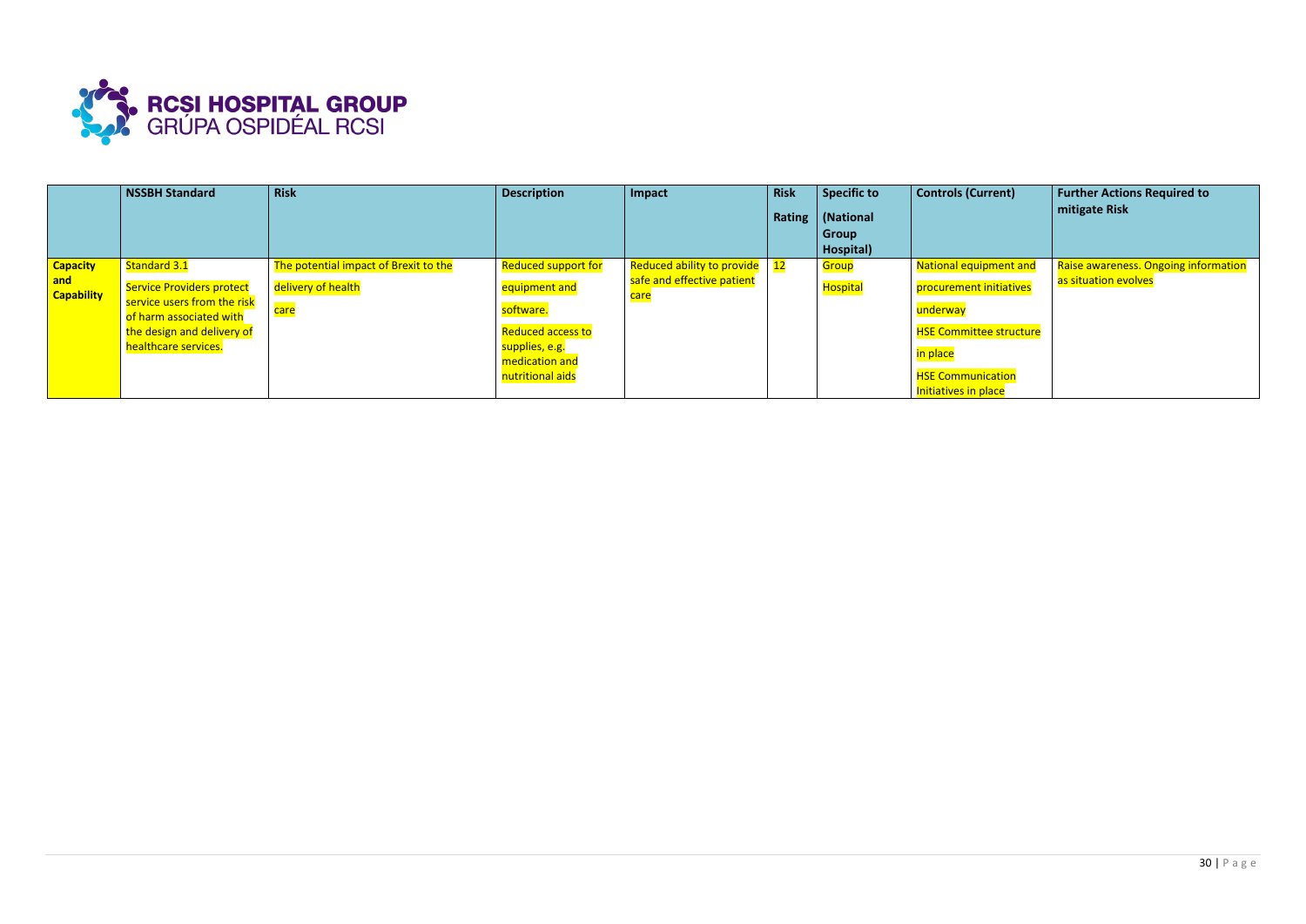**RCSI HOSPITAL GROUP**
**GRÚPA OSPIDÉAL RCSI**

| | NSSBH Standard | Risk | Description | Impact | Risk Rating | Specific to (National Group Hospital) | Controls (Current) | Further Actions Required to mitigate Risk |
|---|---|---|---|---|---|---|---|---|
| **Capacity and Capability** | Standard 3.1 Service Providers protect service users from the risk of harm associated with the design and delivery of healthcare services. | The potential impact of Brexit to the delivery of health care | Reduced support for equipment and software. Reduced access to supplies, e.g. medication and nutritional aids | Reduced ability to provide safe and effective patient care | 12 | Group Hospital | National equipment and procurement initiatives underway HSE Committee structure in place HSE Communication Initiatives in place | Raise awareness. Ongoing information as situation evolves |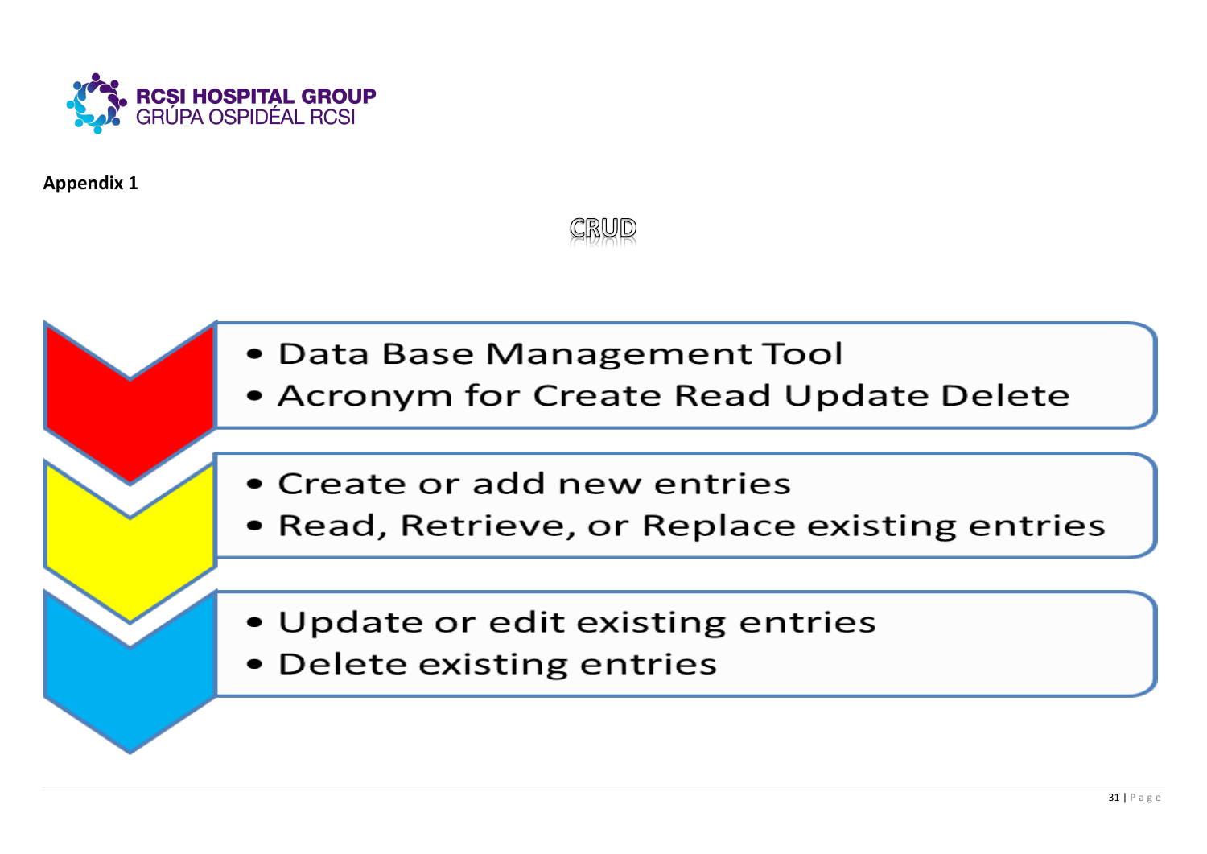**Appendix 1**

## CRUD

- Data Base Management Tool
- Acronym for Create Read Update Delete

- Create or add new entries
- Read, Retrieve, or Replace existing entries

- Update or edit existing entries
- Delete existing entries